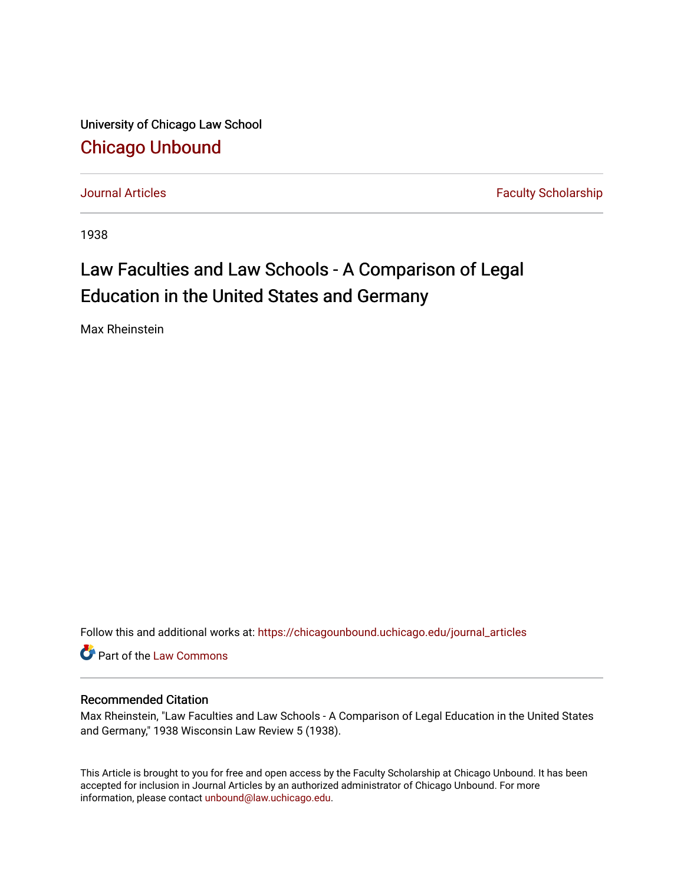University of Chicago Law School

## Chicago Unbound

Journal Articles | Faculty Scholarship

1938

# Law Faculties and Law Schools - A Comparison of Legal Education in the United States and Germany

Max Rheinstein

Follow this and additional works at: https://chicagounbound.uchicago.edu/journal_articles

Part of the Law Commons

### Recommended Citation

Max Rheinstein, "Law Faculties and Law Schools - A Comparison of Legal Education in the United States and Germany," 1938 Wisconsin Law Review 5 (1938).

This Article is brought to you for free and open access by the Faculty Scholarship at Chicago Unbound. It has been accepted for inclusion in Journal Articles by an authorized administrator of Chicago Unbound. For more information, please contact unbound@law.uchicago.edu.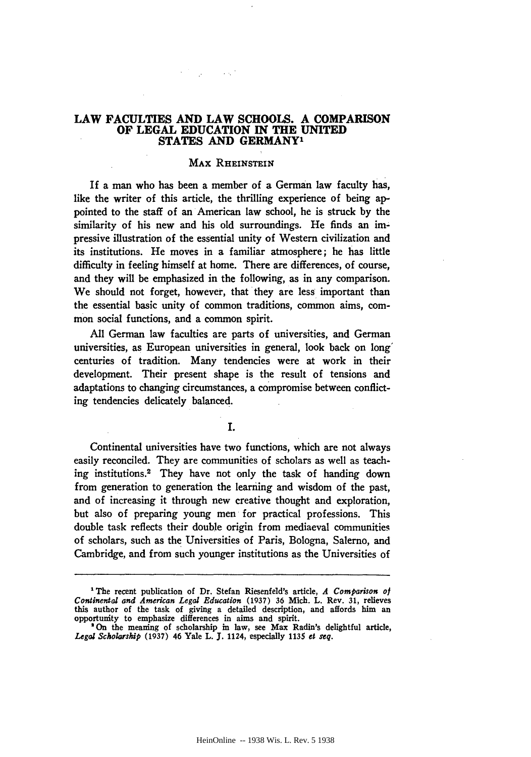# LAW FACULTIES AND LAW SCHOOLS. A COMPARISON OF LEGAL EDUCATION IN THE UNITED STATES AND GERMANY[1]

MAX RHEINSTEIN

If a man who has been a member of a German law faculty has, like the writer of this article, the thrilling experience of being appointed to the staff of an American law school, he is struck by the similarity of his new and his old surroundings. He finds an impressive illustration of the essential unity of Western civilization and its institutions. He moves in a familiar atmosphere; he has little difficulty in feeling himself at home. There are differences, of course, and they will be emphasized in the following, as in any comparison. We should not forget, however, that they are less important than the essential basic unity of common traditions, common aims, common social functions, and a common spirit.

All German law faculties are parts of universities, and German universities, as European universities in general, look back on long centuries of tradition. Many tendencies were at work in their development. Their present shape is the result of tensions and adaptations to changing circumstances, a compromise between conflicting tendencies delicately balanced.

## I.

Continental universities have two functions, which are not always easily reconciled. They are communities of scholars as well as teaching institutions.[2] They have not only the task of handing down from generation to generation the learning and wisdom of the past, and of increasing it through new creative thought and exploration, but also of preparing young men for practical professions. This double task reflects their double origin from mediaeval communities of scholars, such as the Universities of Paris, Bologna, Salerno, and Cambridge, and from such younger institutions as the Universities of

---

[1] The recent publication of Dr. Stefan Riesenfeld's article, *A Comparison of Continental and American Legal Education* (1937) 36 Mich. L. Rev. 31, relieves this author of the task of giving a detailed description, and affords him an opportunity to emphasize differences in aims and spirit.

[2] On the meaning of scholarship in law, see Max Radin's delightful article, *Legal Scholarship* (1937) 46 Yale L. J. 1124, especially 1135 *et seq.*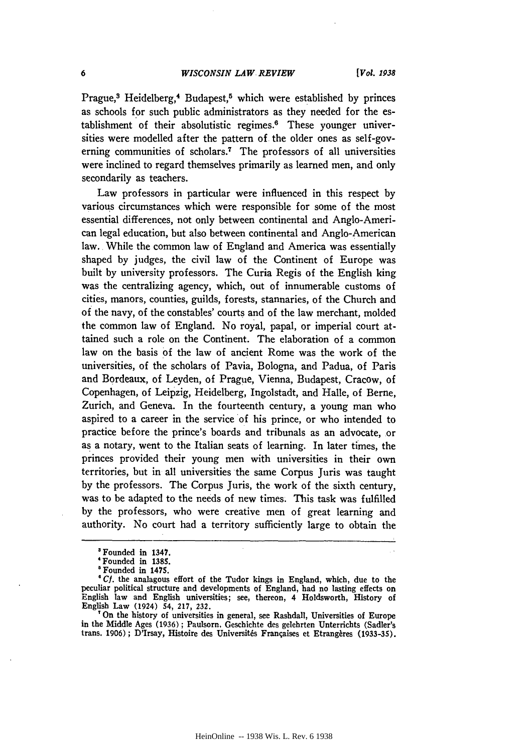Prague,[3] Heidelberg,[4] Budapest,[5] which were established by princes as schools for such public administrators as they needed for the establishment of their absolutistic regimes.[6] These younger universities were modelled after the pattern of the older ones as self-governing communities of scholars.[7] The professors of all universities were inclined to regard themselves primarily as learned men, and only secondarily as teachers.

Law professors in particular were influenced in this respect by various circumstances which were responsible for some of the most essential differences, not only between continental and Anglo-American legal education, but also between continental and Anglo-American law. While the common law of England and America was essentially shaped by judges, the civil law of the Continent of Europe was built by university professors. The Curia Regis of the English king was the centralizing agency, which, out of innumerable customs of cities, manors, counties, guilds, forests, stannaries, of the Church and of the navy, of the constables' courts and of the law merchant, molded the common law of England. No royal, papal, or imperial court attained such a role on the Continent. The elaboration of a common law on the basis of the law of ancient Rome was the work of the universities, of the scholars of Pavia, Bologna, and Padua, of Paris and Bordeaux, of Leyden, of Prague, Vienna, Budapest, Cracow, of Copenhagen, of Leipzig, Heidelberg, Ingolstadt, and Halle, of Berne, Zurich, and Geneva. In the fourteenth century, a young man who aspired to a career in the service of his prince, or who intended to practice before the prince's boards and tribunals as an advocate, or as a notary, went to the Italian seats of learning. In later times, the princes provided their young men with universities in their own territories, but in all universities the same Corpus Juris was taught by the professors. The Corpus Juris, the work of the sixth century, was to be adapted to the needs of new times. This task was fulfilled by the professors, who were creative men of great learning and authority. No court had a territory sufficiently large to obtain the

---

[3] Founded in 1347.

[4] Founded in 1385.

[5] Founded in 1475.

[6] *Cf.* the analagous effort of the Tudor kings in England, which, due to the peculiar political structure and developments of England, had no lasting effects on English law and English universities; see, thereon, 4 Holdsworth, History of English Law (1924) 54, 217, 232.

[7] On the history of universities in general, see Rashdall, Universities of Europe in the Middle Ages (1936); Paulsorn, Geschichte des gelehrten Unterrichts (Sadler's trans. 1906); D'Irsay, Histoire des Universités Françaises et Etrangères (1933-35).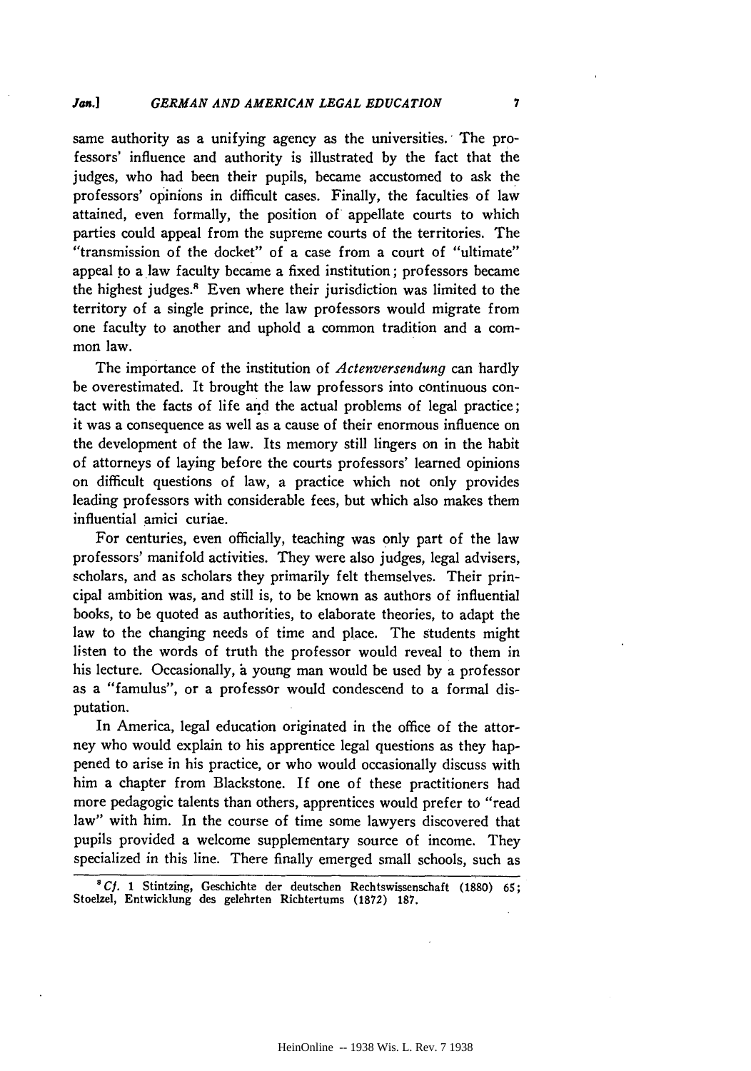same authority as a unifying agency as the universities. The professors' influence and authority is illustrated by the fact that the judges, who had been their pupils, became accustomed to ask the professors' opinions in difficult cases. Finally, the faculties of law attained, even formally, the position of appellate courts to which parties could appeal from the supreme courts of the territories. The "transmission of the docket" of a case from a court of "ultimate" appeal to a law faculty became a fixed institution; professors became the highest judges.[8] Even where their jurisdiction was limited to the territory of a single prince, the law professors would migrate from one faculty to another and uphold a common tradition and a common law.

The importance of the institution of *Actenversendung* can hardly be overestimated. It brought the law professors into continuous contact with the facts of life and the actual problems of legal practice; it was a consequence as well as a cause of their enormous influence on the development of the law. Its memory still lingers on in the habit of attorneys of laying before the courts professors' learned opinions on difficult questions of law, a practice which not only provides leading professors with considerable fees, but which also makes them influential amici curiae.

For centuries, even officially, teaching was only part of the law professors' manifold activities. They were also judges, legal advisers, scholars, and as scholars they primarily felt themselves. Their principal ambition was, and still is, to be known as authors of influential books, to be quoted as authorities, to elaborate theories, to adapt the law to the changing needs of time and place. The students might listen to the words of truth the professor would reveal to them in his lecture. Occasionally, a young man would be used by a professor as a "famulus", or a professor would condescend to a formal disputation.

In America, legal education originated in the office of the attorney who would explain to his apprentice legal questions as they happened to arise in his practice, or who would occasionally discuss with him a chapter from Blackstone. If one of these practitioners had more pedagogic talents than others, apprentices would prefer to "read law" with him. In the course of time some lawyers discovered that pupils provided a welcome supplementary source of income. They specialized in this line. There finally emerged small schools, such as

[8] *Cf.* 1 Stintzing, Geschichte der deutschen Rechtswissenschaft (1880) 65; Stoelzel, Entwicklung des gelehrten Richtertums (1872) 187.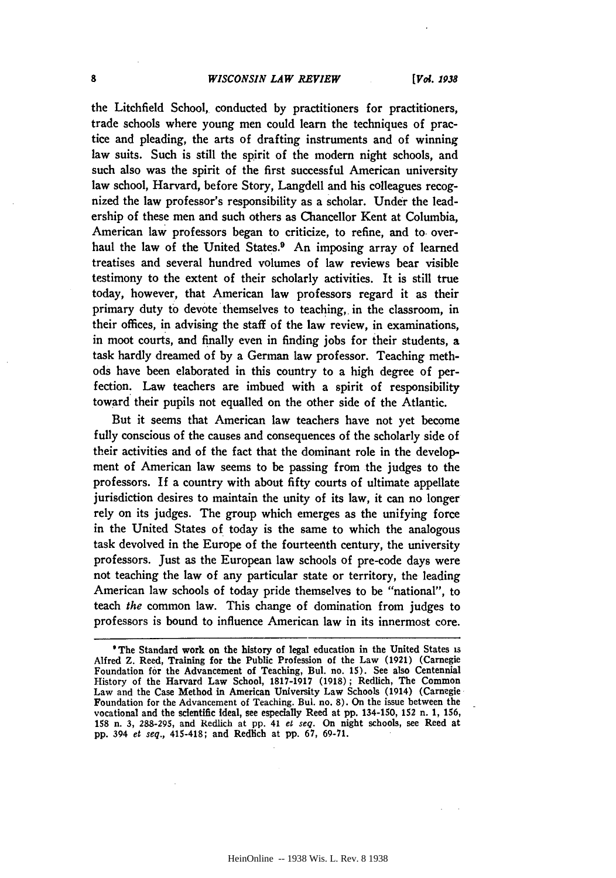the Litchfield School, conducted by practitioners for practitioners, trade schools where young men could learn the techniques of practice and pleading, the arts of drafting instruments and of winning law suits. Such is still the spirit of the modern night schools, and such also was the spirit of the first successful American university law school, Harvard, before Story, Langdell and his colleagues recognized the law professor's responsibility as a scholar. Under the leadership of these men and such others as Chancellor Kent at Columbia, American law professors began to criticize, to refine, and to overhaul the law of the United States.[9] An imposing array of learned treatises and several hundred volumes of law reviews bear visible testimony to the extent of their scholarly activities. It is still true today, however, that American law professors regard it as their primary duty to devote themselves to teaching, in the classroom, in their offices, in advising the staff of the law review, in examinations, in moot courts, and finally even in finding jobs for their students, a task hardly dreamed of by a German law professor. Teaching methods have been elaborated in this country to a high degree of perfection. Law teachers are imbued with a spirit of responsibility toward their pupils not equalled on the other side of the Atlantic.

But it seems that American law teachers have not yet become fully conscious of the causes and consequences of the scholarly side of their activities and of the fact that the dominant role in the development of American law seems to be passing from the judges to the professors. If a country with about fifty courts of ultimate appellate jurisdiction desires to maintain the unity of its law, it can no longer rely on its judges. The group which emerges as the unifying force in the United States of today is the same to which the analogous task devolved in the Europe of the fourteenth century, the university professors. Just as the European law schools of pre-code days were not teaching the law of any particular state or territory, the leading American law schools of today pride themselves to be "national", to teach *the* common law. This change of domination from judges to professors is bound to influence American law in its innermost core.

---

[9] The Standard work on the history of legal education in the United States is Alfred Z. Reed, Training for the Public Profession of the Law (1921) (Carnegie Foundation for the Advancement of Teaching, Bul. no. 15). See also Centennial History of the Harvard Law School, 1817-1917 (1918); Redlich, The Common Law and the Case Method in American University Law Schools (1914) (Carnegie Foundation for the Advancement of Teaching. Bul. no. 8). On the issue between the vocational and the scientific ideal, see especially Reed at pp. 134-150, 152 n. 1, 156, 158 n. 3, 288-295, and Redlich at pp. 41 *et seq.* On night schools, see Reed at pp. 394 *et seq.*, 415-418; and Redlich at pp. 67, 69-71.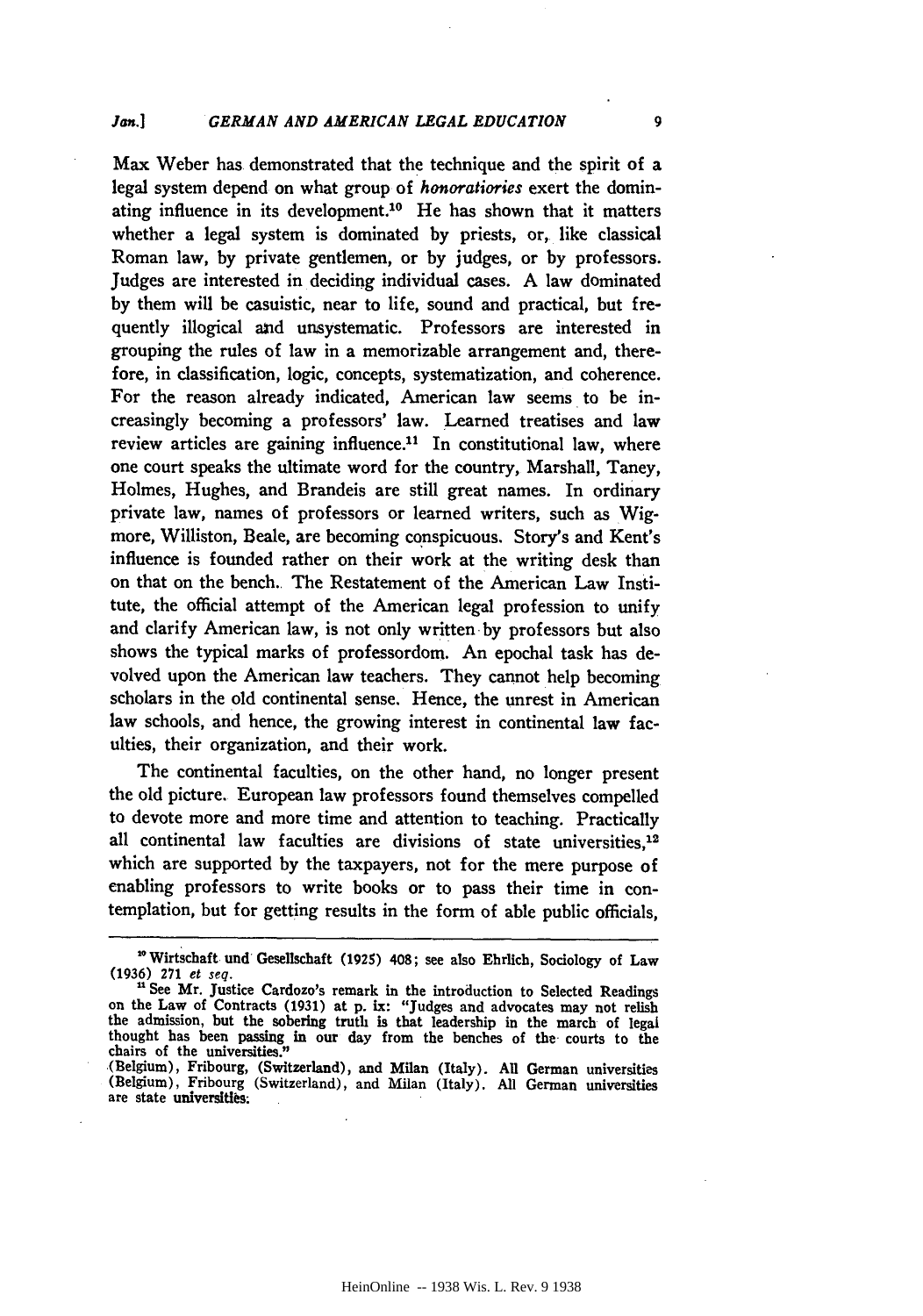Max Weber has demonstrated that the technique and the spirit of a legal system depend on what group of *honoratiories* exert the dominating influence in its development.[10] He has shown that it matters whether a legal system is dominated by priests, or, like classical Roman law, by private gentlemen, or by judges, or by professors. Judges are interested in deciding individual cases. A law dominated by them will be casuistic, near to life, sound and practical, but frequently illogical and unsystematic. Professors are interested in grouping the rules of law in a memorizable arrangement and, therefore, in classification, logic, concepts, systematization, and coherence. For the reason already indicated, American law seems to be increasingly becoming a professors' law. Learned treatises and law review articles are gaining influence.[11] In constitutional law, where one court speaks the ultimate word for the country, Marshall, Taney, Holmes, Hughes, and Brandeis are still great names. In ordinary private law, names of professors or learned writers, such as Wigmore, Williston, Beale, are becoming conspicuous. Story's and Kent's influence is founded rather on their work at the writing desk than on that on the bench. The Restatement of the American Law Institute, the official attempt of the American legal profession to unify and clarify American law, is not only written by professors but also shows the typical marks of professordom. An epochal task has devolved upon the American law teachers. They cannot help becoming scholars in the old continental sense. Hence, the unrest in American law schools, and hence, the growing interest in continental law faculties, their organization, and their work.

The continental faculties, on the other hand, no longer present the old picture. European law professors found themselves compelled to devote more and more time and attention to teaching. Practically all continental law faculties are divisions of state universities,[12] which are supported by the taxpayers, not for the mere purpose of enabling professors to write books or to pass their time in contemplation, but for getting results in the form of able public officials,

---

[10] Wirtschaft und Gesellschaft (1925) 408; see also Ehrlich, Sociology of Law (1936) 271 *et seq.*

[11] See Mr. Justice Cardozo's remark in the introduction to Selected Readings on the Law of Contracts (1931) at p. ix: "Judges and advocates may not relish the admission, but the sobering truth is that leadership in the march of legal thought has been passing in our day from the benches of the courts to the chairs of the universities."

(Belgium), Fribourg, (Switzerland), and Milan (Italy). All German universities (Belgium), Fribourg (Switzerland), and Milan (Italy). All German universities are state universities.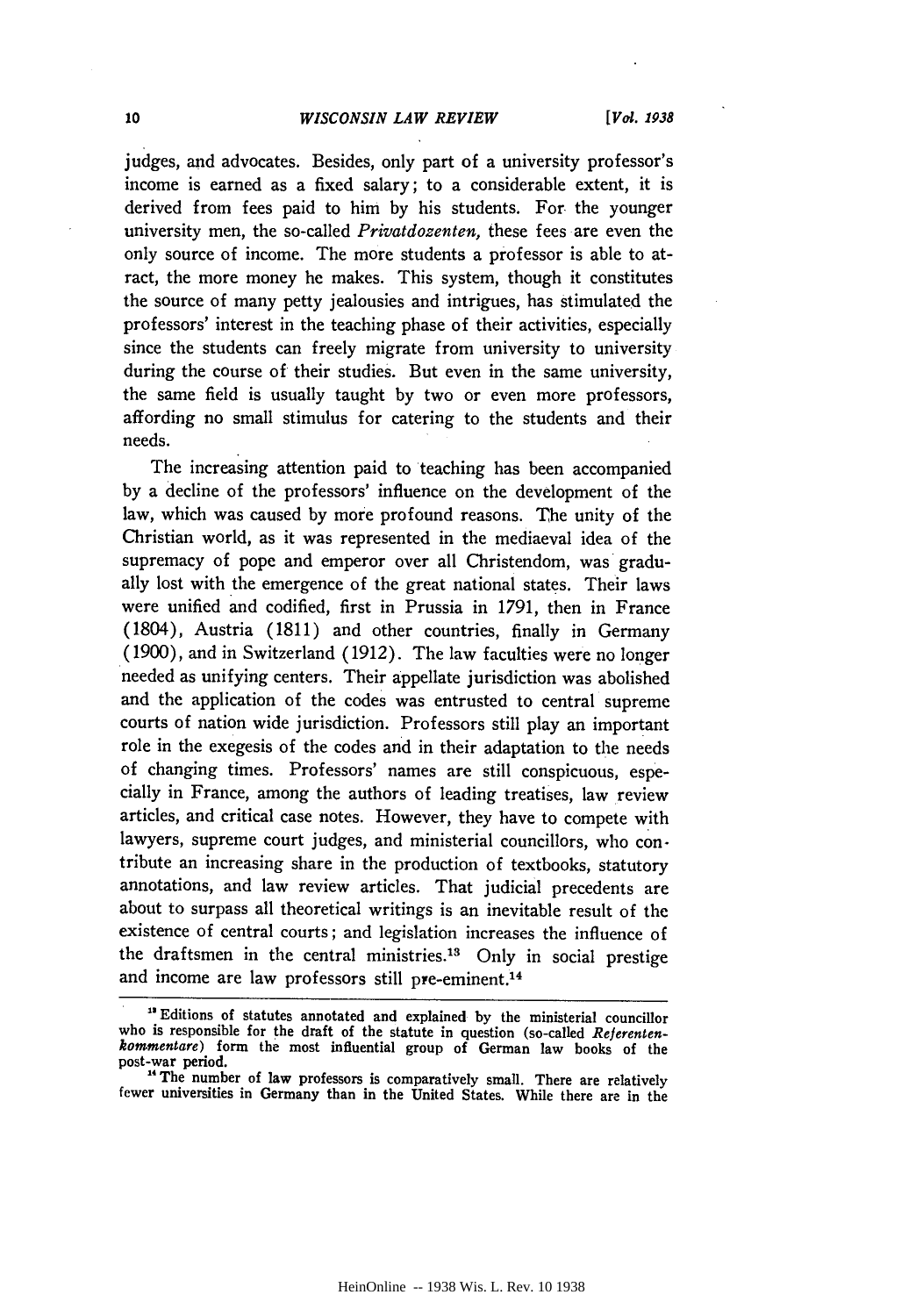judges, and advocates. Besides, only part of a university professor's income is earned as a fixed salary; to a considerable extent, it is derived from fees paid to him by his students. For the younger university men, the so-called *Privatdozenten,* these fees are even the only source of income. The more students a professor is able to attract, the more money he makes. This system, though it constitutes the source of many petty jealousies and intrigues, has stimulated the professors' interest in the teaching phase of their activities, especially since the students can freely migrate from university to university during the course of their studies. But even in the same university, the same field is usually taught by two or even more professors, affording no small stimulus for catering to the students and their needs.

The increasing attention paid to teaching has been accompanied by a decline of the professors' influence on the development of the law, which was caused by more profound reasons. The unity of the Christian world, as it was represented in the mediaeval idea of the supremacy of pope and emperor over all Christendom, was gradually lost with the emergence of the great national states. Their laws were unified and codified, first in Prussia in 1791, then in France (1804), Austria (1811) and other countries, finally in Germany (1900), and in Switzerland (1912). The law faculties were no longer needed as unifying centers. Their appellate jurisdiction was abolished and the application of the codes was entrusted to central supreme courts of nation wide jurisdiction. Professors still play an important role in the exegesis of the codes and in their adaptation to the needs of changing times. Professors' names are still conspicuous, especially in France, among the authors of leading treatises, law review articles, and critical case notes. However, they have to compete with lawyers, supreme court judges, and ministerial councillors, who contribute an increasing share in the production of textbooks, statutory annotations, and law review articles. That judicial precedents are about to surpass all theoretical writings is an inevitable result of the existence of central courts; and legislation increases the influence of the draftsmen in the central ministries.[13] Only in social prestige and income are law professors still pre-eminent.[14]

---

[13] Editions of statutes annotated and explained by the ministerial councillor who is responsible for the draft of the statute in question (so-called *Referentenkommentare*) form the most influential group of German law books of the post-war period.

[14] The number of law professors is comparatively small. There are relatively fewer universities in Germany than in the United States. While there are in the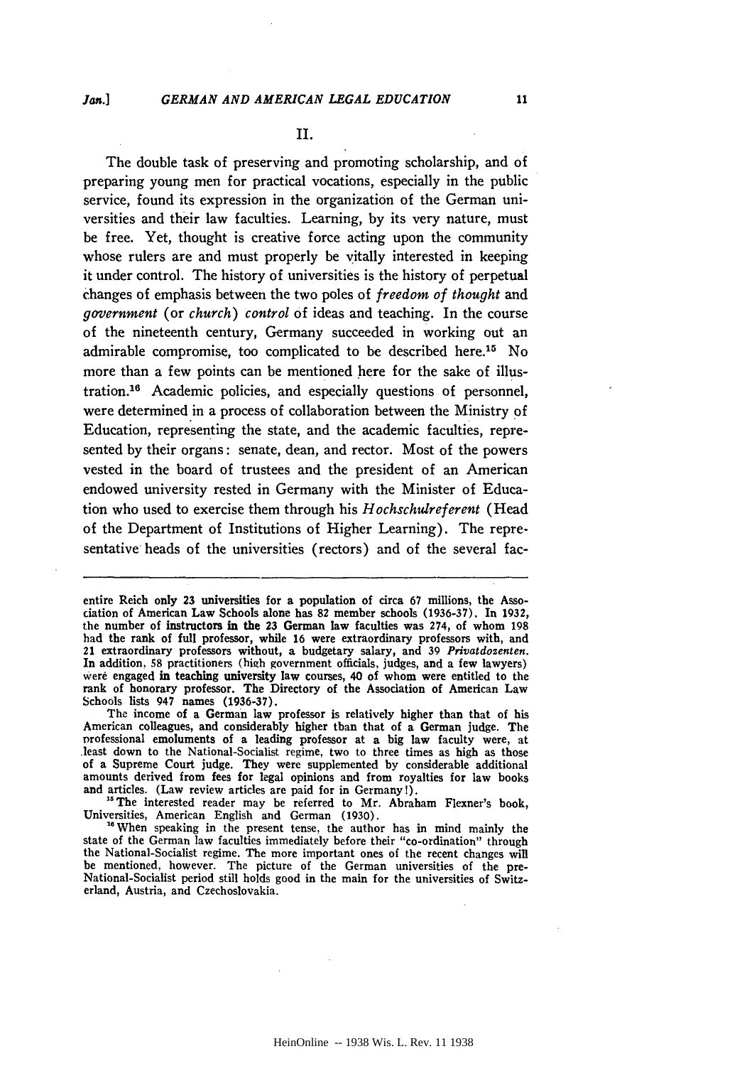## II.

The double task of preserving and promoting scholarship, and of preparing young men for practical vocations, especially in the public service, found its expression in the organization of the German universities and their law faculties. Learning, by its very nature, must be free. Yet, thought is creative force acting upon the community whose rulers are and must properly be vitally interested in keeping it under control. The history of universities is the history of perpetual changes of emphasis between the two poles of *freedom of thought* and *government* (or *church*) *control* of ideas and teaching. In the course of the nineteenth century, Germany succeeded in working out an admirable compromise, too complicated to be described here.[15] No more than a few points can be mentioned here for the sake of illustration.[16] Academic policies, and especially questions of personnel, were determined in a process of collaboration between the Ministry of Education, representing the state, and the academic faculties, represented by their organs: senate, dean, and rector. Most of the powers vested in the board of trustees and the president of an American endowed university rested in Germany with the Minister of Education who used to exercise them through his *Hochschulreferent* (Head of the Department of Institutions of Higher Learning). The representative heads of the universities (rectors) and of the several fac-

---

entire Reich only 23 universities for a population of circa 67 millions, the Association of American Law Schools alone has 82 member schools (1936-37). In 1932, the number of instructors in the 23 German law faculties was 274, of whom 198 had the rank of full professor, while 16 were extraordinary professors with, and 21 extraordinary professors without, a budgetary salary, and 39 *Privatdozenten*. In addition, 58 practitioners (high government officials, judges, and a few lawyers) were engaged in teaching university law courses, 40 of whom were entitled to the rank of honorary professor. The Directory of the Association of American Law Schools lists 947 names (1936-37).

The income of a German law professor is relatively higher than that of his American colleagues, and considerably higher than that of a German judge. The professional emoluments of a leading professor at a big law faculty were, at least down to the National-Socialist regime, two to three times as high as those of a Supreme Court judge. They were supplemented by considerable additional amounts derived from fees for legal opinions and from royalties for law books and articles. (Law review articles are paid for in Germany!).

[15] The interested reader may be referred to Mr. Abraham Flexner's book, Universities, American English and German (1930).

[16] When speaking in the present tense, the author has in mind mainly the state of the German law faculties immediately before their "co-ordination" through the National-Socialist regime. The more important ones of the recent changes will be mentioned, however. The picture of the German universities of the pre-National-Socialist period still holds good in the main for the universities of Switzerland, Austria, and Czechoslovakia.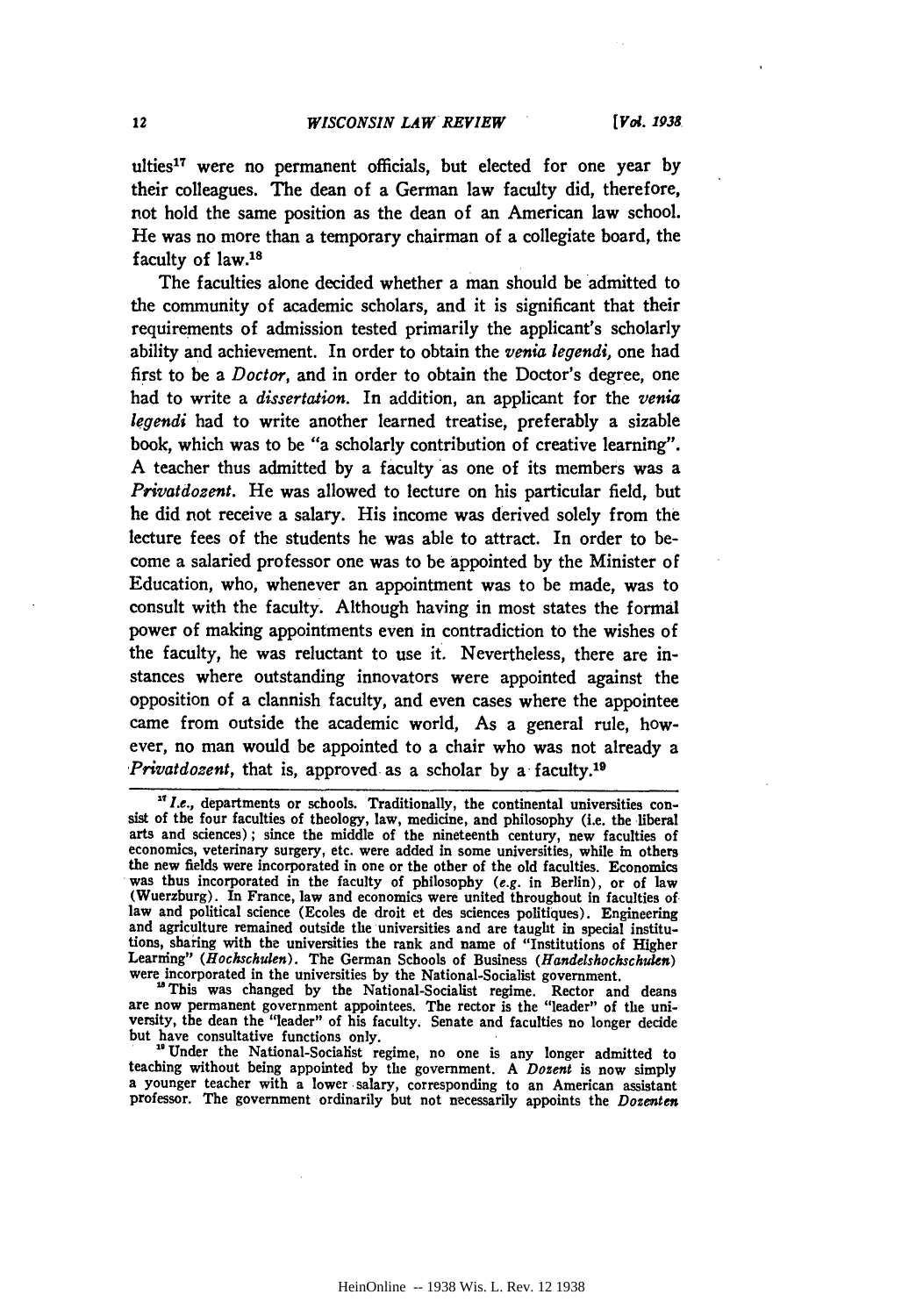ulties[17] were no permanent officials, but elected for one year by their colleagues. The dean of a German law faculty did, therefore, not hold the same position as the dean of an American law school. He was no more than a temporary chairman of a collegiate board, the faculty of law.[18]

The faculties alone decided whether a man should be admitted to the community of academic scholars, and it is significant that their requirements of admission tested primarily the applicant's scholarly ability and achievement. In order to obtain the *venia legendi,* one had first to be a *Doctor*, and in order to obtain the Doctor's degree, one had to write a *dissertation.* In addition, an applicant for the *venia legendi* had to write another learned treatise, preferably a sizable book, which was to be "a scholarly contribution of creative learning". A teacher thus admitted by a faculty as one of its members was a *Privatdozent.* He was allowed to lecture on his particular field, but he did not receive a salary. His income was derived solely from the lecture fees of the students he was able to attract. In order to become a salaried professor one was to be appointed by the Minister of Education, who, whenever an appointment was to be made, was to consult with the faculty. Although having in most states the formal power of making appointments even in contradiction to the wishes of the faculty, he was reluctant to use it. Nevertheless, there are instances where outstanding innovators were appointed against the opposition of a clannish faculty, and even cases where the appointee came from outside the academic world, As a general rule, however, no man would be appointed to a chair who was not already a *Privatdozent,* that is, approved as a scholar by a faculty.[19]

---

[17] *I.e.,* departments or schools. Traditionally, the continental universities consist of the four faculties of theology, law, medicine, and philosophy (i.e. the liberal arts and sciences); since the middle of the nineteenth century, new faculties of economics, veterinary surgery, etc. were added in some universities, while in others the new fields were incorporated in one or the other of the old faculties. Economics was thus incorporated in the faculty of philosophy (*e.g.* in Berlin), or of law (Wuerzburg). In France, law and economics were united throughout in faculties of law and political science (Ecoles de droit et des sciences politiques). Engineering and agriculture remained outside the universities and are taught in special institutions, sharing with the universities the rank and name of "Institutions of Higher Learning" (*Hochschulen*). The German Schools of Business (*Handelshochschulen*) were incorporated in the universities by the National-Socialist government.

[18] This was changed by the National-Socialist regime. Rector and deans are now permanent government appointees. The rector is the "leader" of the university, the dean the "leader" of his faculty. Senate and faculties no longer decide but have consultative functions only.

[19] Under the National-Socialist regime, no one is any longer admitted to teaching without being appointed by the government. A *Dozent* is now simply a younger teacher with a lower salary, corresponding to an American assistant professor. The government ordinarily but not necessarily appoints the *Dozenten*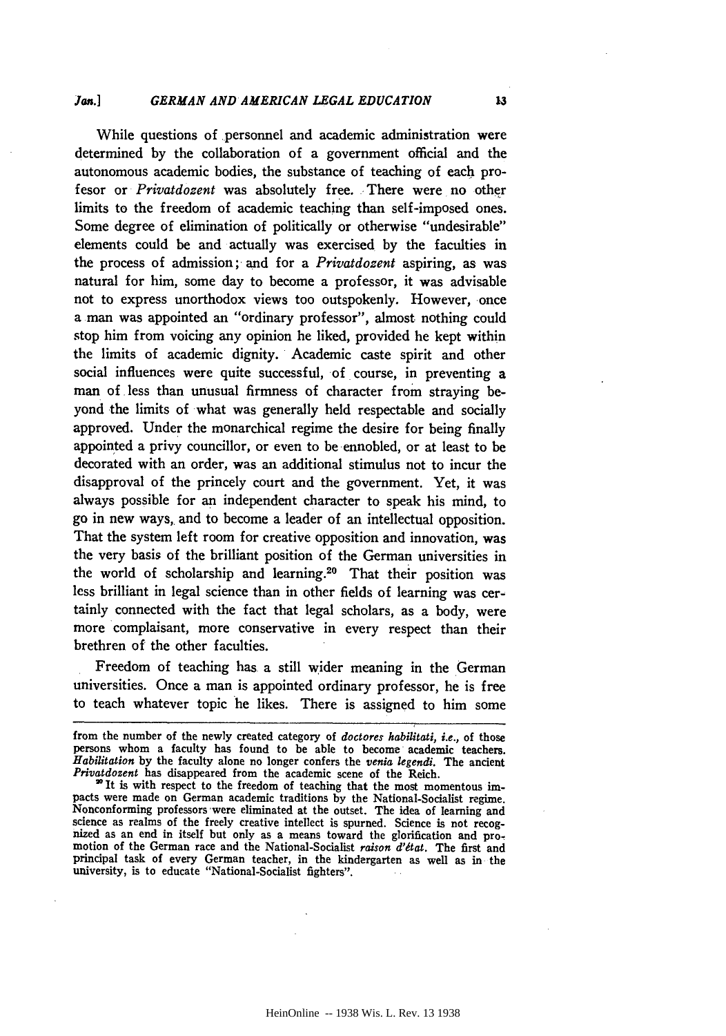While questions of personnel and academic administration were determined by the collaboration of a government official and the autonomous academic bodies, the substance of teaching of each professor or *Privatdozent* was absolutely free. There were no other limits to the freedom of academic teaching than self-imposed ones. Some degree of elimination of politically or otherwise "undesirable" elements could be and actually was exercised by the faculties in the process of admission; and for a *Privatdozent* aspiring, as was natural for him, some day to become a professor, it was advisable not to express unorthodox views too outspokenly. However, once a man was appointed an "ordinary professor", almost nothing could stop him from voicing any opinion he liked, provided he kept within the limits of academic dignity. Academic caste spirit and other social influences were quite successful, of course, in preventing a man of less than unusual firmness of character from straying beyond the limits of what was generally held respectable and socially approved. Under the monarchical regime the desire for being finally appointed a privy councillor, or even to be ennobled, or at least to be decorated with an order, was an additional stimulus not to incur the disapproval of the princely court and the government. Yet, it was always possible for an independent character to speak his mind, to go in new ways, and to become a leader of an intellectual opposition. That the system left room for creative opposition and innovation, was the very basis of the brilliant position of the German universities in the world of scholarship and learning.[20] That their position was less brilliant in legal science than in other fields of learning was certainly connected with the fact that legal scholars, as a body, were more complaisant, more conservative in every respect than their brethren of the other faculties.

Freedom of teaching has a still wider meaning in the German universities. Once a man is appointed ordinary professor, he is free to teach whatever topic he likes. There is assigned to him some

---

from the number of the newly created category of *doctores habilitati, i.e.*, of those persons whom a faculty has found to be able to become academic teachers. *Habilitation* by the faculty alone no longer confers the *venia legendi*. The ancient *Privatdozent* has disappeared from the academic scene of the Reich.

[20] It is with respect to the freedom of teaching that the most momentous impacts were made on German academic traditions by the National-Socialist regime. Nonconforming professors were eliminated at the outset. The idea of learning and science as realms of the freely creative intellect is spurned. Science is not recognized as an end in itself but only as a means toward the glorification and promotion of the German race and the National-Socialist *raison d'état*. The first and principal task of every German teacher, in the kindergarten as well as in the university, is to educate "National-Socialist fighters".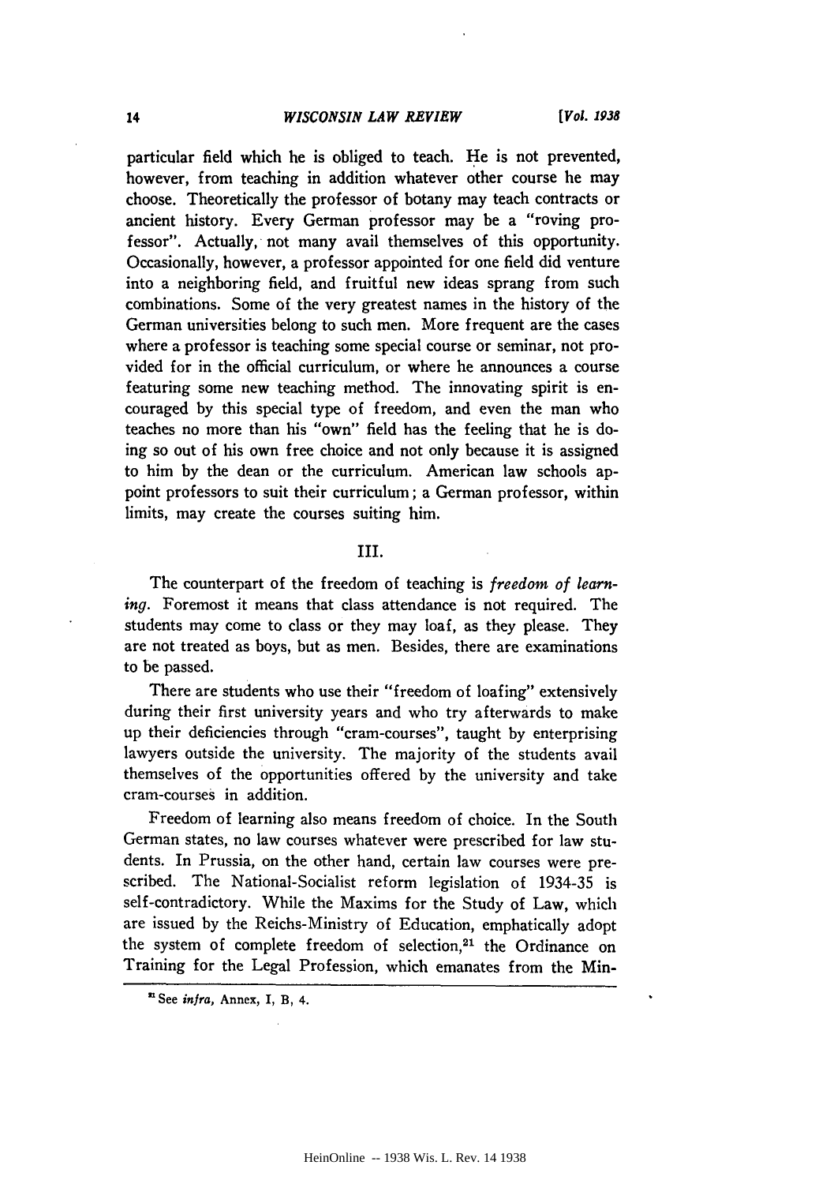particular field which he is obliged to teach. He is not prevented, however, from teaching in addition whatever other course he may choose. Theoretically the professor of botany may teach contracts or ancient history. Every German professor may be a "roving professor". Actually, not many avail themselves of this opportunity. Occasionally, however, a professor appointed for one field did venture into a neighboring field, and fruitful new ideas sprang from such combinations. Some of the very greatest names in the history of the German universities belong to such men. More frequent are the cases where a professor is teaching some special course or seminar, not provided for in the official curriculum, or where he announces a course featuring some new teaching method. The innovating spirit is encouraged by this special type of freedom, and even the man who teaches no more than his "own" field has the feeling that he is doing so out of his own free choice and not only because it is assigned to him by the dean or the curriculum. American law schools appoint professors to suit their curriculum; a German professor, within limits, may create the courses suiting him.

## III.

The counterpart of the freedom of teaching is *freedom of learning*. Foremost it means that class attendance is not required. The students may come to class or they may loaf, as they please. They are not treated as boys, but as men. Besides, there are examinations to be passed.

There are students who use their "freedom of loafing" extensively during their first university years and who try afterwards to make up their deficiencies through "cram-courses", taught by enterprising lawyers outside the university. The majority of the students avail themselves of the opportunities offered by the university and take cram-courses in addition.

Freedom of learning also means freedom of choice. In the South German states, no law courses whatever were prescribed for law students. In Prussia, on the other hand, certain law courses were prescribed. The National-Socialist reform legislation of 1934-35 is self-contradictory. While the Maxims for the Study of Law, which are issued by the Reichs-Ministry of Education, emphatically adopt the system of complete freedom of selection,[21] the Ordinance on Training for the Legal Profession, which emanates from the Min-

---

[21] See *infra*, Annex, I, B, 4.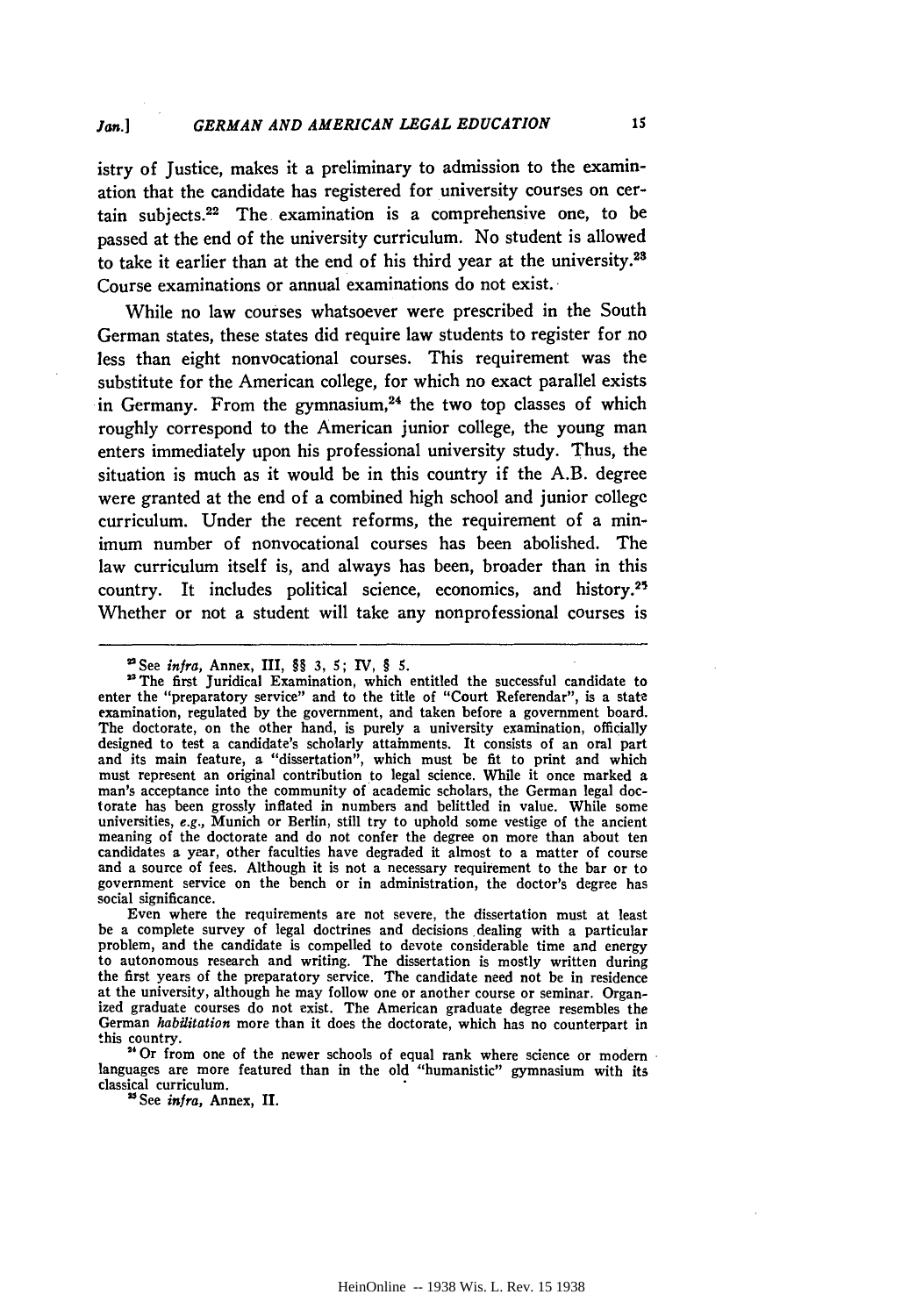istry of Justice, makes it a preliminary to admission to the examination that the candidate has registered for university courses on certain subjects.[22] The examination is a comprehensive one, to be passed at the end of the university curriculum. No student is allowed to take it earlier than at the end of his third year at the university.[23] Course examinations or annual examinations do not exist.

While no law courses whatsoever were prescribed in the South German states, these states did require law students to register for no less than eight nonvocational courses. This requirement was the substitute for the American college, for which no exact parallel exists in Germany. From the gymnasium,[24] the two top classes of which roughly correspond to the American junior college, the young man enters immediately upon his professional university study. Thus, the situation is much as it would be in this country if the A.B. degree were granted at the end of a combined high school and junior college curriculum. Under the recent reforms, the requirement of a minimum number of nonvocational courses has been abolished. The law curriculum itself is, and always has been, broader than in this country. It includes political science, economics, and history.[25] Whether or not a student will take any nonprofessional courses is

---

[22] See *infra*, Annex, III, §§ 3, 5; IV, § 5.

[23] The first Juridical Examination, which entitled the successful candidate to enter the "preparatory service" and to the title of "Court Referendar", is a state examination, regulated by the government, and taken before a government board. The doctorate, on the other hand, is purely a university examination, officially designed to test a candidate's scholarly attainments. It consists of an oral part and its main feature, a "dissertation", which must be fit to print and which must represent an original contribution to legal science. While it once marked a man's acceptance into the community of academic scholars, the German legal doctorate has been grossly inflated in numbers and belittled in value. While some universities, *e.g.*, Munich or Berlin, still try to uphold some vestige of the ancient meaning of the doctorate and do not confer the degree on more than about ten candidates a year, other faculties have degraded it almost to a matter of course and a source of fees. Although it is not a necessary requirement to the bar or to government service on the bench or in administration, the doctor's degree has social significance.

Even where the requirements are not severe, the dissertation must at least be a complete survey of legal doctrines and decisions dealing with a particular problem, and the candidate is compelled to devote considerable time and energy to autonomous research and writing. The dissertation is mostly written during the first years of the preparatory service. The candidate need not be in residence at the university, although he may follow one or another course or seminar. Organized graduate courses do not exist. The American graduate degree resembles the German *habilitation* more than it does the doctorate, which has no counterpart in this country.

[24] Or from one of the newer schools of equal rank where science or modern languages are more featured than in the old "humanistic" gymnasium with its classical curriculum.

[25] See *infra*, Annex, II.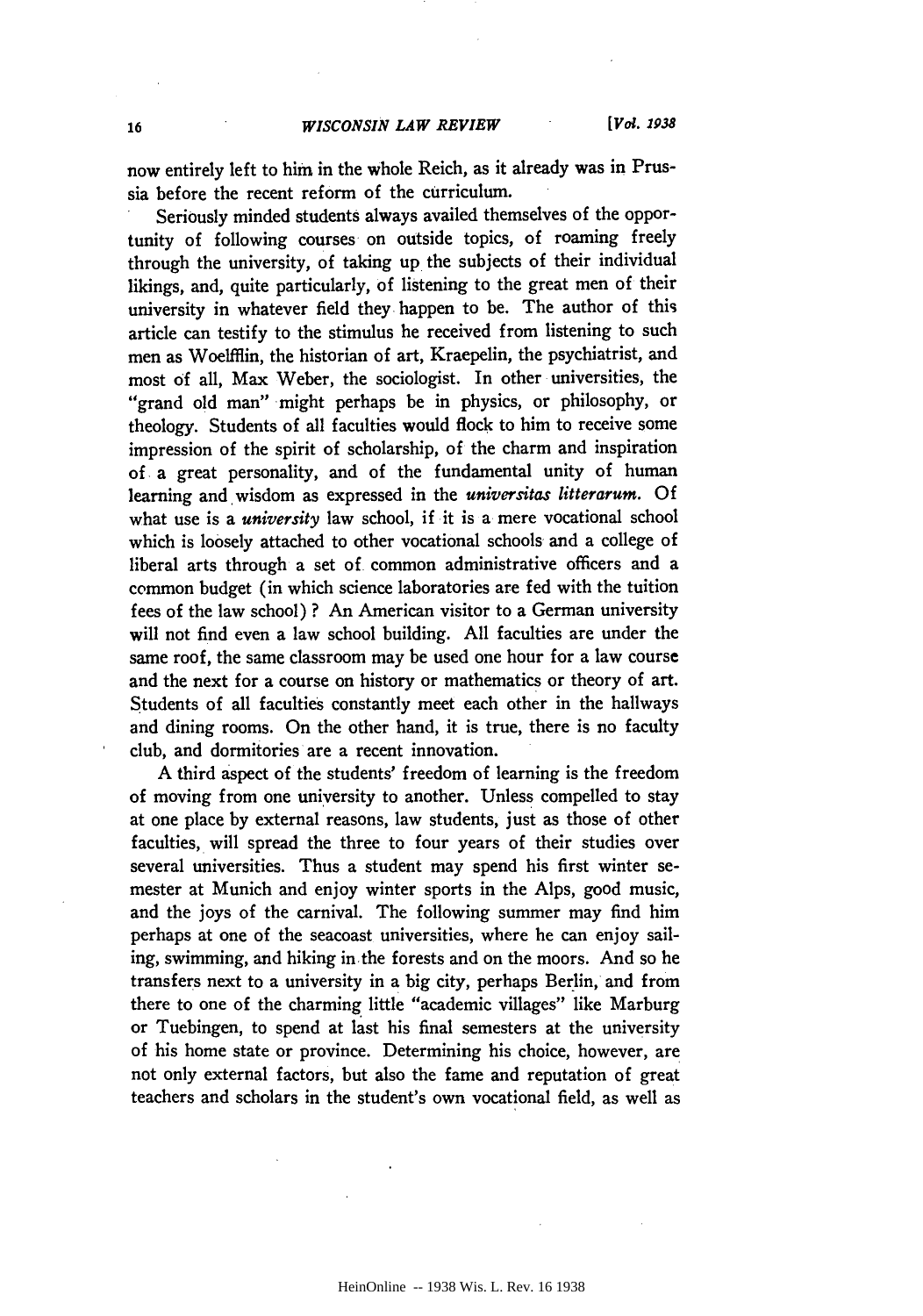now entirely left to him in the whole Reich, as it already was in Prussia before the recent reform of the curriculum.

Seriously minded students always availed themselves of the opportunity of following courses on outside topics, of roaming freely through the university, of taking up the subjects of their individual likings, and, quite particularly, of listening to the great men of their university in whatever field they happen to be. The author of this article can testify to the stimulus he received from listening to such men as Woelfflin, the historian of art, Kraepelin, the psychiatrist, and most of all, Max Weber, the sociologist. In other universities, the "grand old man" might perhaps be in physics, or philosophy, or theology. Students of all faculties would flock to him to receive some impression of the spirit of scholarship, of the charm and inspiration of a great personality, and of the fundamental unity of human learning and wisdom as expressed in the *universitas litterarum*. Of what use is a *university* law school, if it is a mere vocational school which is loosely attached to other vocational schools and a college of liberal arts through a set of common administrative officers and a common budget (in which science laboratories are fed with the tuition fees of the law school)? An American visitor to a German university will not find even a law school building. All faculties are under the same roof, the same classroom may be used one hour for a law course and the next for a course on history or mathematics or theory of art. Students of all faculties constantly meet each other in the hallways and dining rooms. On the other hand, it is true, there is no faculty club, and dormitories are a recent innovation.

A third aspect of the students' freedom of learning is the freedom of moving from one university to another. Unless compelled to stay at one place by external reasons, law students, just as those of other faculties, will spread the three to four years of their studies over several universities. Thus a student may spend his first winter semester at Munich and enjoy winter sports in the Alps, good music, and the joys of the carnival. The following summer may find him perhaps at one of the seacoast universities, where he can enjoy sailing, swimming, and hiking in the forests and on the moors. And so he transfers next to a university in a big city, perhaps Berlin, and from there to one of the charming little "academic villages" like Marburg or Tuebingen, to spend at last his final semesters at the university of his home state or province. Determining his choice, however, are not only external factors, but also the fame and reputation of great teachers and scholars in the student's own vocational field, as well as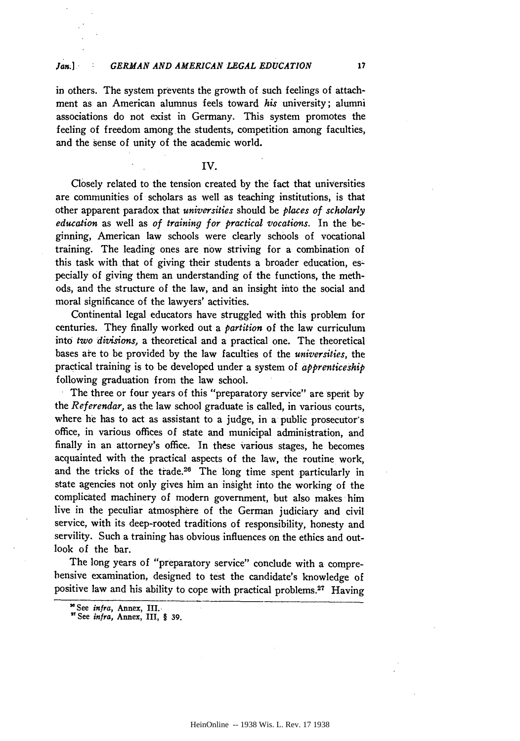in others. The system prevents the growth of such feelings of attachment as an American alumnus feels toward *his* university; alumni associations do not exist in Germany. This system promotes the feeling of freedom among the students, competition among faculties, and the sense of unity of the academic world.

## IV.

Closely related to the tension created by the fact that universities are communities of scholars as well as teaching institutions, is that other apparent paradox that *universities* should be *places of scholarly education* as well as *of training for practical vocations.* In the beginning, American law schools were clearly schools of vocational training. The leading ones are now striving for a combination of this task with that of giving their students a broader education, especially of giving them an understanding of the functions, the methods, and the structure of the law, and an insight into the social and moral significance of the lawyers' activities.

Continental legal educators have struggled with this problem for centuries. They finally worked out a *partition* of the law curriculum into *two divisions,* a theoretical and a practical one. The theoretical bases are to be provided by the law faculties of the *universities,* the practical training is to be developed under a system of *apprenticeship* following graduation from the law school.

The three or four years of this "preparatory service" are spent by the *Referendar,* as the law school graduate is called, in various courts, where he has to act as assistant to a judge, in a public prosecutor's office, in various offices of state and municipal administration, and finally in an attorney's office. In these various stages, he becomes acquainted with the practical aspects of the law, the routine work, and the tricks of the trade.[26] The long time spent particularly in state agencies not only gives him an insight into the working of the complicated machinery of modern government, but also makes him live in the peculiar atmosphere of the German judiciary and civil service, with its deep-rooted traditions of responsibility, honesty and servility. Such a training has obvious influences on the ethics and outlook of the bar.

The long years of "preparatory service" conclude with a comprehensive examination, designed to test the candidate's knowledge of positive law and his ability to cope with practical problems.[27] Having

---

[26] See *infra,* Annex, III.

[27] See *infra,* Annex, III, § 39.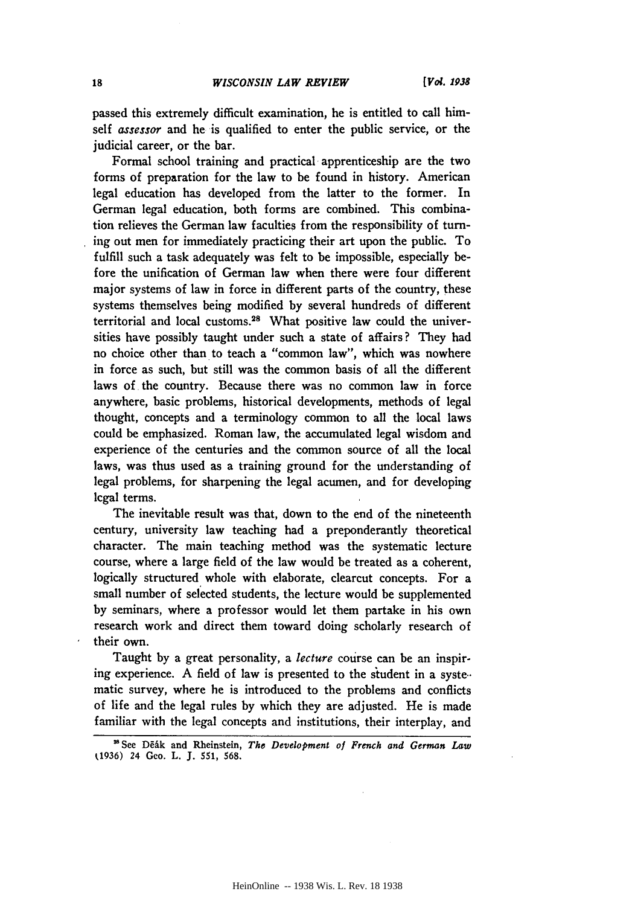passed this extremely difficult examination, he is entitled to call himself *assessor* and he is qualified to enter the public service, or the judicial career, or the bar.

Formal school training and practical apprenticeship are the two forms of preparation for the law to be found in history. American legal education has developed from the latter to the former. In German legal education, both forms are combined. This combination relieves the German law faculties from the responsibility of turning out men for immediately practicing their art upon the public. To fulfill such a task adequately was felt to be impossible, especially before the unification of German law when there were four different major systems of law in force in different parts of the country, these systems themselves being modified by several hundreds of different territorial and local customs.[28] What positive law could the universities have possibly taught under such a state of affairs? They had no choice other than to teach a "common law", which was nowhere in force as such, but still was the common basis of all the different laws of the country. Because there was no common law in force anywhere, basic problems, historical developments, methods of legal thought, concepts and a terminology common to all the local laws could be emphasized. Roman law, the accumulated legal wisdom and experience of the centuries and the common source of all the local laws, was thus used as a training ground for the understanding of legal problems, for sharpening the legal acumen, and for developing legal terms.

The inevitable result was that, down to the end of the nineteenth century, university law teaching had a preponderantly theoretical character. The main teaching method was the systematic lecture course, where a large field of the law would be treated as a coherent, logically structured whole with elaborate, clearcut concepts. For a small number of selected students, the lecture would be supplemented by seminars, where a professor would let them partake in his own research work and direct them toward doing scholarly research of their own.

Taught by a great personality, a *lecture* course can be an inspiring experience. A field of law is presented to the student in a systematic survey, where he is introduced to the problems and conflicts of life and the legal rules by which they are adjusted. He is made familiar with the legal concepts and institutions, their interplay, and

[28] See Deák and Rheinstein, *The Development of French and German Law* (1936) 24 Geo. L. J. 551, 568.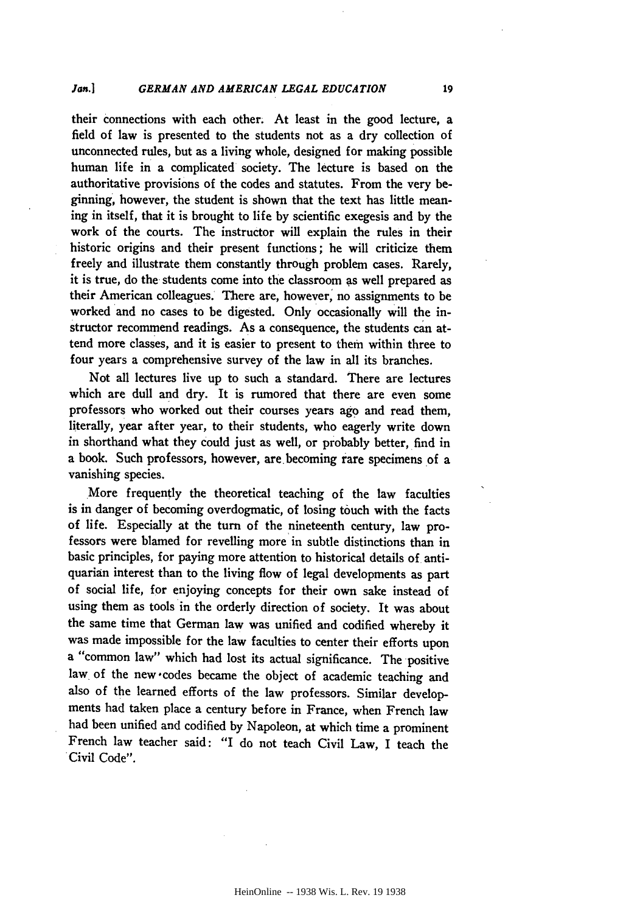their connections with each other. At least in the good lecture, a field of law is presented to the students not as a dry collection of unconnected rules, but as a living whole, designed for making possible human life in a complicated society. The lecture is based on the authoritative provisions of the codes and statutes. From the very beginning, however, the student is shown that the text has little meaning in itself, that it is brought to life by scientific exegesis and by the work of the courts. The instructor will explain the rules in their historic origins and their present functions; he will criticize them freely and illustrate them constantly through problem cases. Rarely, it is true, do the students come into the classroom as well prepared as their American colleagues. There are, however, no assignments to be worked and no cases to be digested. Only occasionally will the instructor recommend readings. As a consequence, the students can attend more classes, and it is easier to present to them within three to four years a comprehensive survey of the law in all its branches.

Not all lectures live up to such a standard. There are lectures which are dull and dry. It is rumored that there are even some professors who worked out their courses years ago and read them, literally, year after year, to their students, who eagerly write down in shorthand what they could just as well, or probably better, find in a book. Such professors, however, are becoming rare specimens of a vanishing species.

More frequently the theoretical teaching of the law faculties is in danger of becoming overdogmatic, of losing touch with the facts of life. Especially at the turn of the nineteenth century, law professors were blamed for revelling more in subtle distinctions than in basic principles, for paying more attention to historical details of antiquarian interest than to the living flow of legal developments as part of social life, for enjoying concepts for their own sake instead of using them as tools in the orderly direction of society. It was about the same time that German law was unified and codified whereby it was made impossible for the law faculties to center their efforts upon a "common law" which had lost its actual significance. The positive law of the new codes became the object of academic teaching and also of the learned efforts of the law professors. Similar developments had taken place a century before in France, when French law had been unified and codified by Napoleon, at which time a prominent French law teacher said: "I do not teach Civil Law, I teach the Civil Code".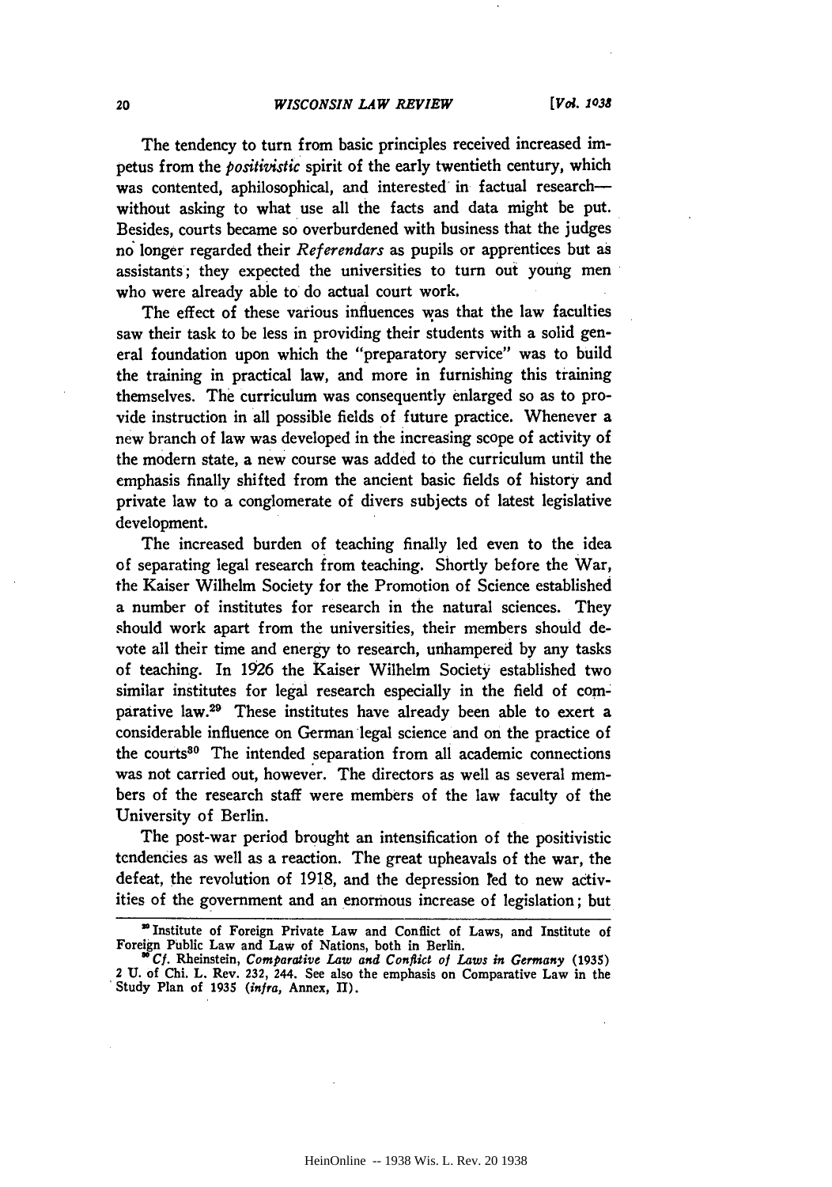The tendency to turn from basic principles received increased impetus from the *positivistic* spirit of the early twentieth century, which was contented, aphilosophical, and interested in factual research—without asking to what use all the facts and data might be put. Besides, courts became so overburdened with business that the judges no longer regarded their *Referendars* as pupils or apprentices but as assistants; they expected the universities to turn out young men who were already able to do actual court work.

The effect of these various influences was that the law faculties saw their task to be less in providing their students with a solid general foundation upon which the "preparatory service" was to build the training in practical law, and more in furnishing this training themselves. The curriculum was consequently enlarged so as to provide instruction in all possible fields of future practice. Whenever a new branch of law was developed in the increasing scope of activity of the modern state, a new course was added to the curriculum until the emphasis finally shifted from the ancient basic fields of history and private law to a conglomerate of divers subjects of latest legislative development.

The increased burden of teaching finally led even to the idea of separating legal research from teaching. Shortly before the War, the Kaiser Wilhelm Society for the Promotion of Science established a number of institutes for research in the natural sciences. They should work apart from the universities, their members should devote all their time and energy to research, unhampered by any tasks of teaching. In 1926 the Kaiser Wilhelm Society established two similar institutes for legal research especially in the field of comparative law.[29] These institutes have already been able to exert a considerable influence on German legal science and on the practice of the courts[30] The intended separation from all academic connections was not carried out, however. The directors as well as several members of the research staff were members of the law faculty of the University of Berlin.

The post-war period brought an intensification of the positivistic tendencies as well as a reaction. The great upheavals of the war, the defeat, the revolution of 1918, and the depression led to new activities of the government and an enormous increase of legislation; but

---

[29] Institute of Foreign Private Law and Conflict of Laws, and Institute of Foreign Public Law and Law of Nations, both in Berlin.

[30] *Cf.* Rheinstein, *Comparative Law and Conflict of Laws in Germany* (1935) 2 U. of Chi. L. Rev. 232, 244. See also the emphasis on Comparative Law in the Study Plan of 1935 (*infra*, Annex, II).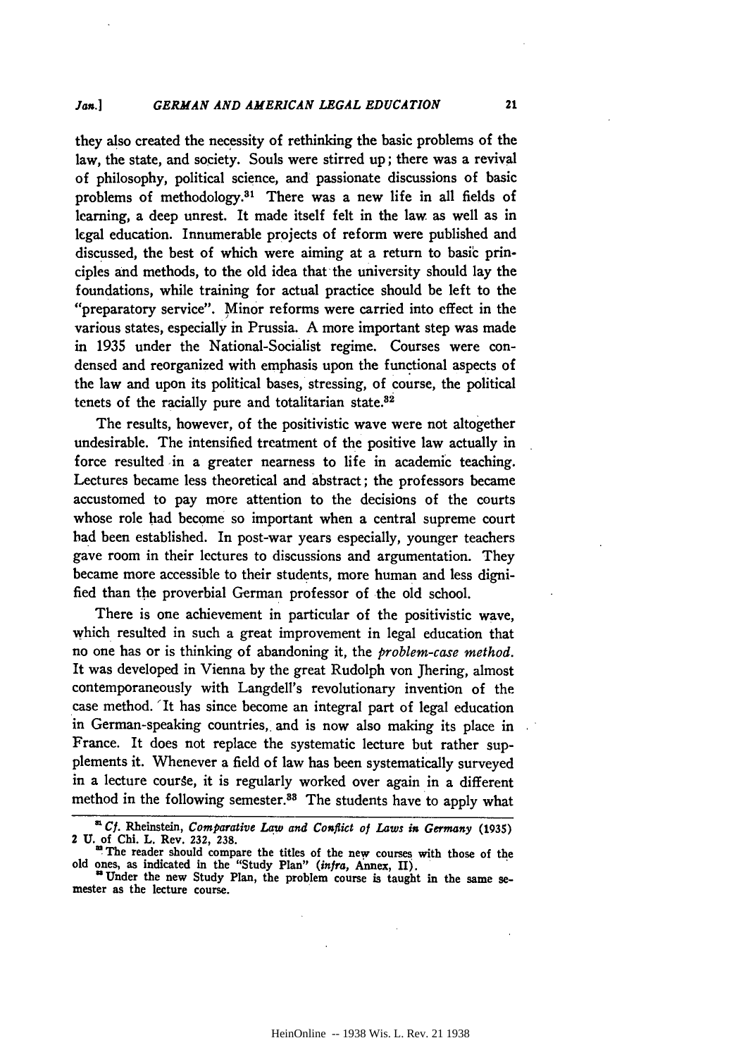they also created the necessity of rethinking the basic problems of the law, the state, and society. Souls were stirred up; there was a revival of philosophy, political science, and passionate discussions of basic problems of methodology.[31] There was a new life in all fields of learning, a deep unrest. It made itself felt in the law as well as in legal education. Innumerable projects of reform were published and discussed, the best of which were aiming at a return to basic principles and methods, to the old idea that the university should lay the foundations, while training for actual practice should be left to the "preparatory service". Minor reforms were carried into effect in the various states, especially in Prussia. A more important step was made in 1935 under the National-Socialist regime. Courses were condensed and reorganized with emphasis upon the functional aspects of the law and upon its political bases, stressing, of course, the political tenets of the racially pure and totalitarian state.[32]

The results, however, of the positivistic wave were not altogether undesirable. The intensified treatment of the positive law actually in force resulted in a greater nearness to life in academic teaching. Lectures became less theoretical and abstract; the professors became accustomed to pay more attention to the decisions of the courts whose role had become so important when a central supreme court had been established. In post-war years especially, younger teachers gave room in their lectures to discussions and argumentation. They became more accessible to their students, more human and less dignified than the proverbial German professor of the old school.

There is one achievement in particular of the positivistic wave, which resulted in such a great improvement in legal education that no one has or is thinking of abandoning it, the *problem-case method.* It was developed in Vienna by the great Rudolph von Jhering, almost contemporaneously with Langdell's revolutionary invention of the case method. It has since become an integral part of legal education in German-speaking countries, and is now also making its place in France. It does not replace the systematic lecture but rather supplements it. Whenever a field of law has been systematically surveyed in a lecture course, it is regularly worked over again in a different method in the following semester.[33] The students have to apply what

---

[31] *Cf.* Rheinstein, *Comparative Law and Conflict of Laws in Germany* (1935) 2 U. of Chi. L. Rev. 232, 238.

[32] The reader should compare the titles of the new courses with those of the old ones, as indicated in the "Study Plan" (*infra,* Annex, II).

[33] Under the new Study Plan, the problem course is taught in the same semester as the lecture course.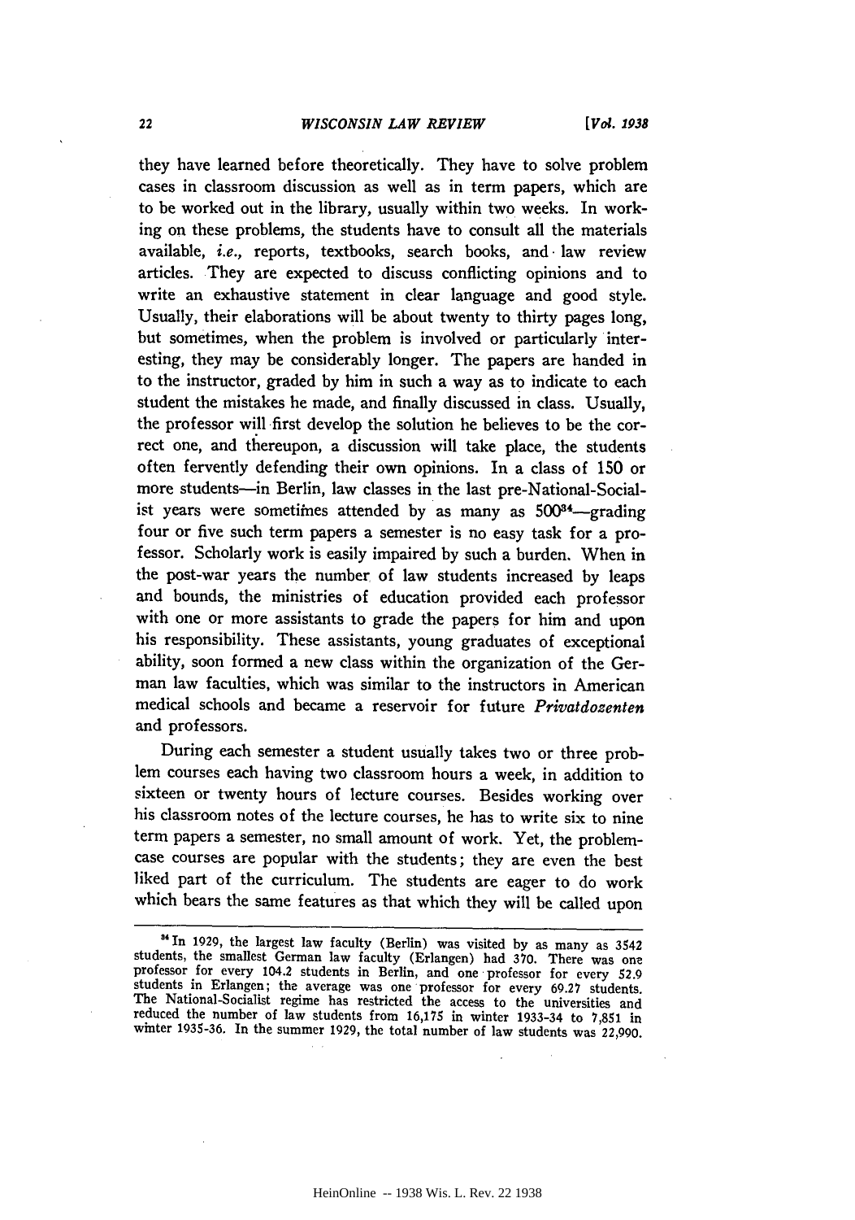they have learned before theoretically. They have to solve problem cases in classroom discussion as well as in term papers, which are to be worked out in the library, usually within two weeks. In working on these problems, the students have to consult all the materials available, *i.e.*, reports, textbooks, search books, and law review articles. They are expected to discuss conflicting opinions and to write an exhaustive statement in clear language and good style. Usually, their elaborations will be about twenty to thirty pages long, but sometimes, when the problem is involved or particularly interesting, they may be considerably longer. The papers are handed in to the instructor, graded by him in such a way as to indicate to each student the mistakes he made, and finally discussed in class. Usually, the professor will first develop the solution he believes to be the correct one, and thereupon, a discussion will take place, the students often fervently defending their own opinions. In a class of 150 or more students—in Berlin, law classes in the last pre-National-Socialist years were sometimes attended by as many as 500[34]—grading four or five such term papers a semester is no easy task for a professor. Scholarly work is easily impaired by such a burden. When in the post-war years the number of law students increased by leaps and bounds, the ministries of education provided each professor with one or more assistants to grade the papers for him and upon his responsibility. These assistants, young graduates of exceptional ability, soon formed a new class within the organization of the German law faculties, which was similar to the instructors in American medical schools and became a reservoir for future *Privatdozenten* and professors.

During each semester a student usually takes two or three problem courses each having two classroom hours a week, in addition to sixteen or twenty hours of lecture courses. Besides working over his classroom notes of the lecture courses, he has to write six to nine term papers a semester, no small amount of work. Yet, the problem-case courses are popular with the students; they are even the best liked part of the curriculum. The students are eager to do work which bears the same features as that which they will be called upon

---

[34] In 1929, the largest law faculty (Berlin) was visited by as many as 3542 students, the smallest German law faculty (Erlangen) had 370. There was one professor for every 104.2 students in Berlin, and one professor for every 52.9 students in Erlangen; the average was one professor for every 69.27 students. The National-Socialist regime has restricted the access to the universities and reduced the number of law students from 16,175 in winter 1933-34 to 7,851 in winter 1935-36. In the summer 1929, the total number of law students was 22,990.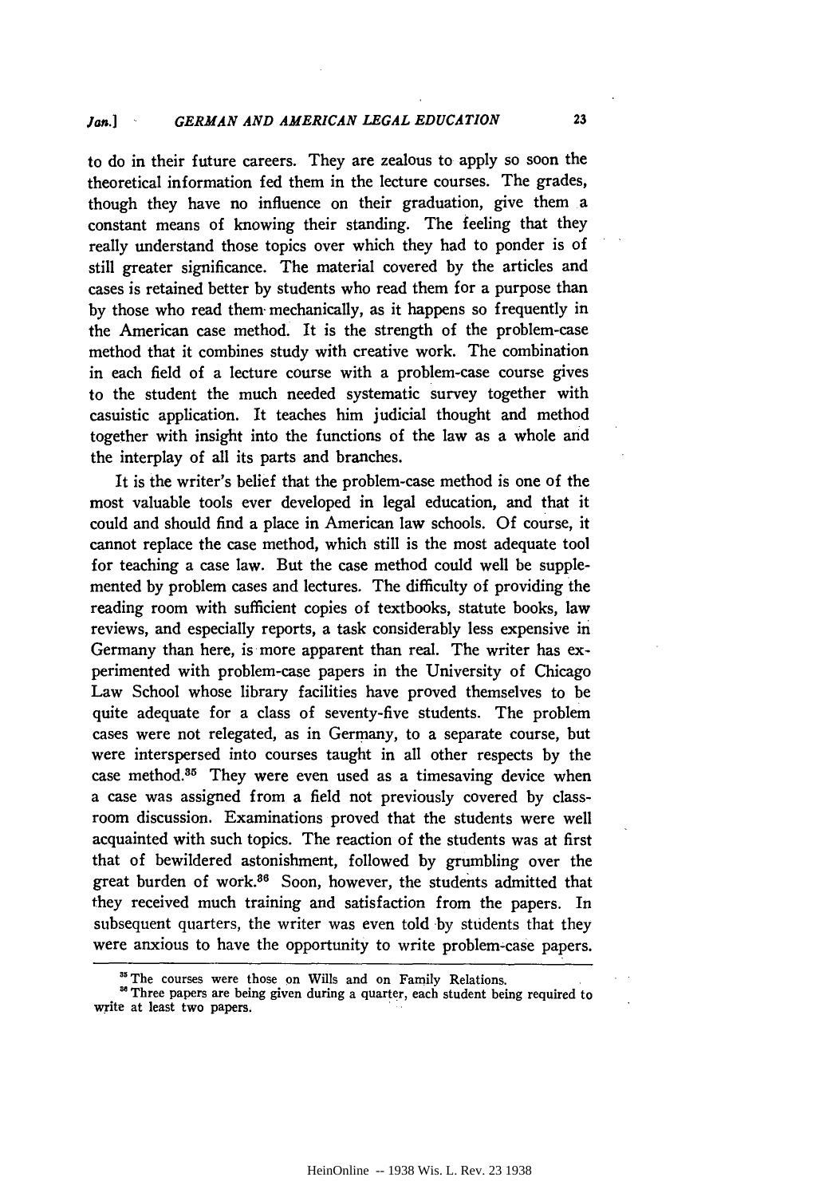to do in their future careers. They are zealous to apply so soon the theoretical information fed them in the lecture courses. The grades, though they have no influence on their graduation, give them a constant means of knowing their standing. The feeling that they really understand those topics over which they had to ponder is of still greater significance. The material covered by the articles and cases is retained better by students who read them for a purpose than by those who read them mechanically, as it happens so frequently in the American case method. It is the strength of the problem-case method that it combines study with creative work. The combination in each field of a lecture course with a problem-case course gives to the student the much needed systematic survey together with casuistic application. It teaches him judicial thought and method together with insight into the functions of the law as a whole and the interplay of all its parts and branches.

It is the writer's belief that the problem-case method is one of the most valuable tools ever developed in legal education, and that it could and should find a place in American law schools. Of course, it cannot replace the case method, which still is the most adequate tool for teaching a case law. But the case method could well be supplemented by problem cases and lectures. The difficulty of providing the reading room with sufficient copies of textbooks, statute books, law reviews, and especially reports, a task considerably less expensive in Germany than here, is more apparent than real. The writer has experimented with problem-case papers in the University of Chicago Law School whose library facilities have proved themselves to be quite adequate for a class of seventy-five students. The problem cases were not relegated, as in Germany, to a separate course, but were interspersed into courses taught in all other respects by the case method.[35] They were even used as a timesaving device when a case was assigned from a field not previously covered by classroom discussion. Examinations proved that the students were well acquainted with such topics. The reaction of the students was at first that of bewildered astonishment, followed by grumbling over the great burden of work.[36] Soon, however, the students admitted that they received much training and satisfaction from the papers. In subsequent quarters, the writer was even told by students that they were anxious to have the opportunity to write problem-case papers.

---

[35] The courses were those on Wills and on Family Relations.

[36] Three papers are being given during a quarter, each student being required to write at least two papers.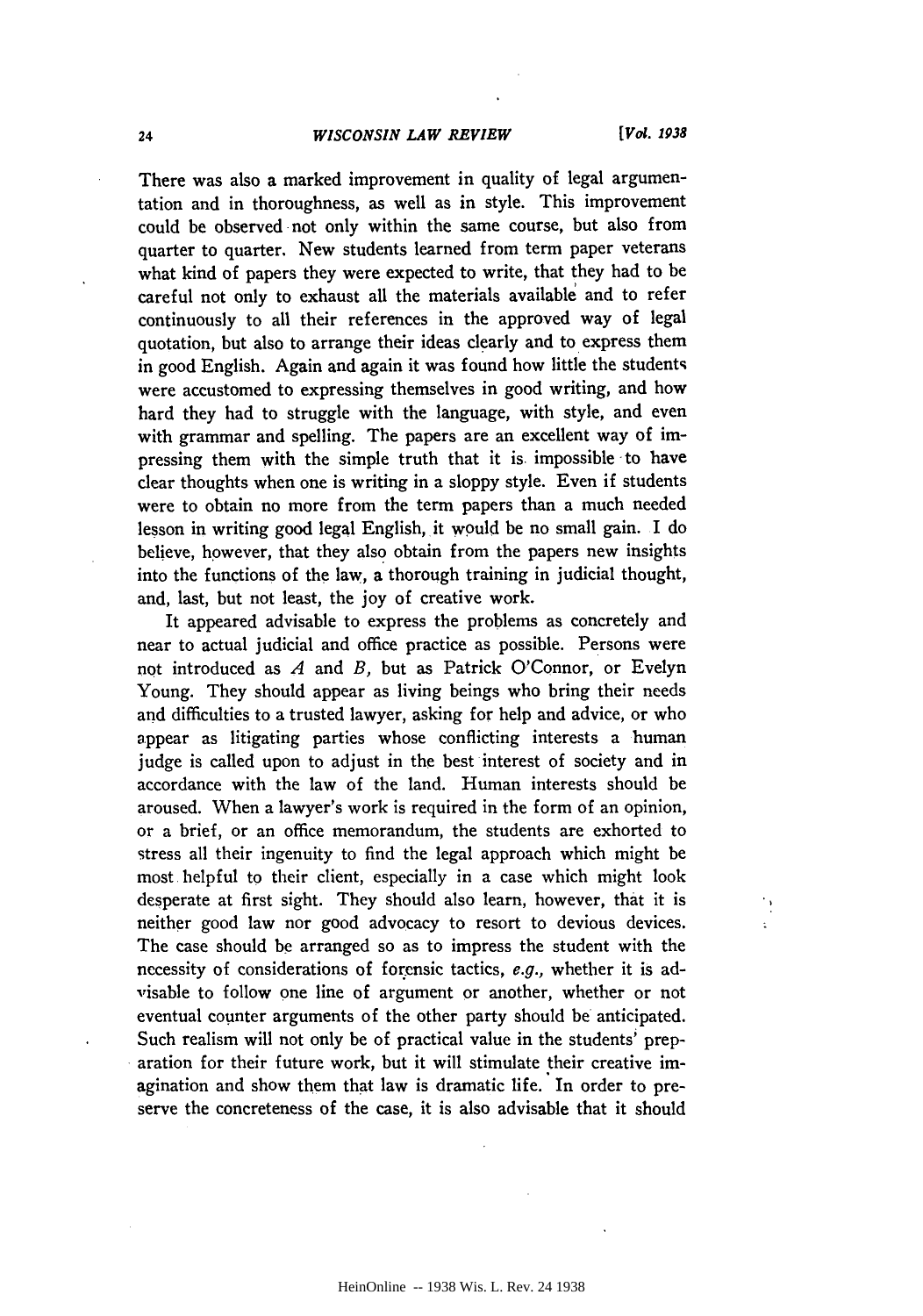There was also a marked improvement in quality of legal argumentation and in thoroughness, as well as in style. This improvement could be observed not only within the same course, but also from quarter to quarter. New students learned from term paper veterans what kind of papers they were expected to write, that they had to be careful not only to exhaust all the materials available and to refer continuously to all their references in the approved way of legal quotation, but also to arrange their ideas clearly and to express them in good English. Again and again it was found how little the students were accustomed to expressing themselves in good writing, and how hard they had to struggle with the language, with style, and even with grammar and spelling. The papers are an excellent way of impressing them with the simple truth that it is impossible to have clear thoughts when one is writing in a sloppy style. Even if students were to obtain no more from the term papers than a much needed lesson in writing good legal English, it would be no small gain. I do believe, however, that they also obtain from the papers new insights into the functions of the law, a thorough training in judicial thought, and, last, but not least, the joy of creative work.

It appeared advisable to express the problems as concretely and near to actual judicial and office practice as possible. Persons were not introduced as *A* and *B*, but as Patrick O'Connor, or Evelyn Young. They should appear as living beings who bring their needs and difficulties to a trusted lawyer, asking for help and advice, or who appear as litigating parties whose conflicting interests a human judge is called upon to adjust in the best interest of society and in accordance with the law of the land. Human interests should be aroused. When a lawyer's work is required in the form of an opinion, or a brief, or an office memorandum, the students are exhorted to stress all their ingenuity to find the legal approach which might be most helpful to their client, especially in a case which might look desperate at first sight. They should also learn, however, that it is neither good law nor good advocacy to resort to devious devices. The case should be arranged so as to impress the student with the necessity of considerations of forensic tactics, *e.g.*, whether it is advisable to follow one line of argument or another, whether or not eventual counter arguments of the other party should be anticipated. Such realism will not only be of practical value in the students' preparation for their future work, but it will stimulate their creative imagination and show them that law is dramatic life. In order to preserve the concreteness of the case, it is also advisable that it should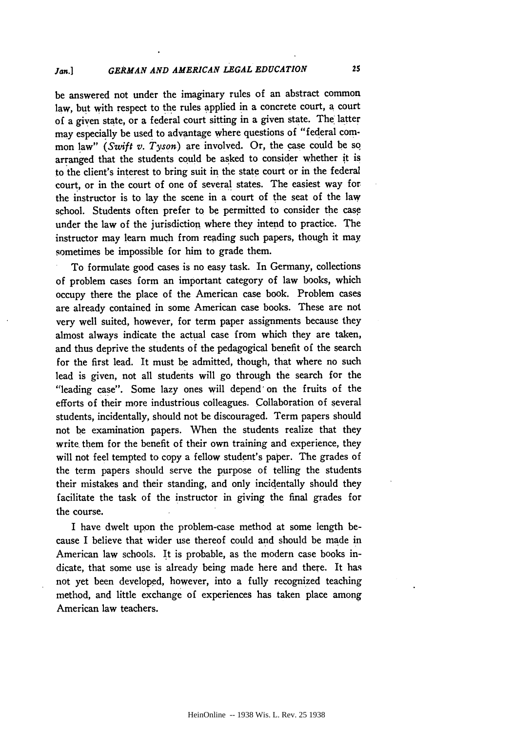be answered not under the imaginary rules of an abstract common law, but with respect to the rules applied in a concrete court, a court of a given state, or a federal court sitting in a given state. The latter may especially be used to advantage where questions of "federal common law" (*Swift v. Tyson*) are involved. Or, the case could be so arranged that the students could be asked to consider whether it is to the client's interest to bring suit in the state court or in the federal court, or in the court of one of several states. The easiest way for the instructor is to lay the scene in a court of the seat of the law school. Students often prefer to be permitted to consider the case under the law of the jurisdiction where they intend to practice. The instructor may learn much from reading such papers, though it may sometimes be impossible for him to grade them.

To formulate good cases is no easy task. In Germany, collections of problem cases form an important category of law books, which occupy there the place of the American case book. Problem cases are already contained in some American case books. These are not very well suited, however, for term paper assignments because they almost always indicate the actual case from which they are taken, and thus deprive the students of the pedagogical benefit of the search for the first lead. It must be admitted, though, that where no such lead is given, not all students will go through the search for the "leading case". Some lazy ones will depend on the fruits of the efforts of their more industrious colleagues. Collaboration of several students, incidentally, should not be discouraged. Term papers should not be examination papers. When the students realize that they write them for the benefit of their own training and experience, they will not feel tempted to copy a fellow student's paper. The grades of the term papers should serve the purpose of telling the students their mistakes and their standing, and only incidentally should they facilitate the task of the instructor in giving the final grades for the course.

I have dwelt upon the problem-case method at some length because I believe that wider use thereof could and should be made in American law schools. It is probable, as the modern case books indicate, that some use is already being made here and there. It has not yet been developed, however, into a fully recognized teaching method, and little exchange of experiences has taken place among American law teachers.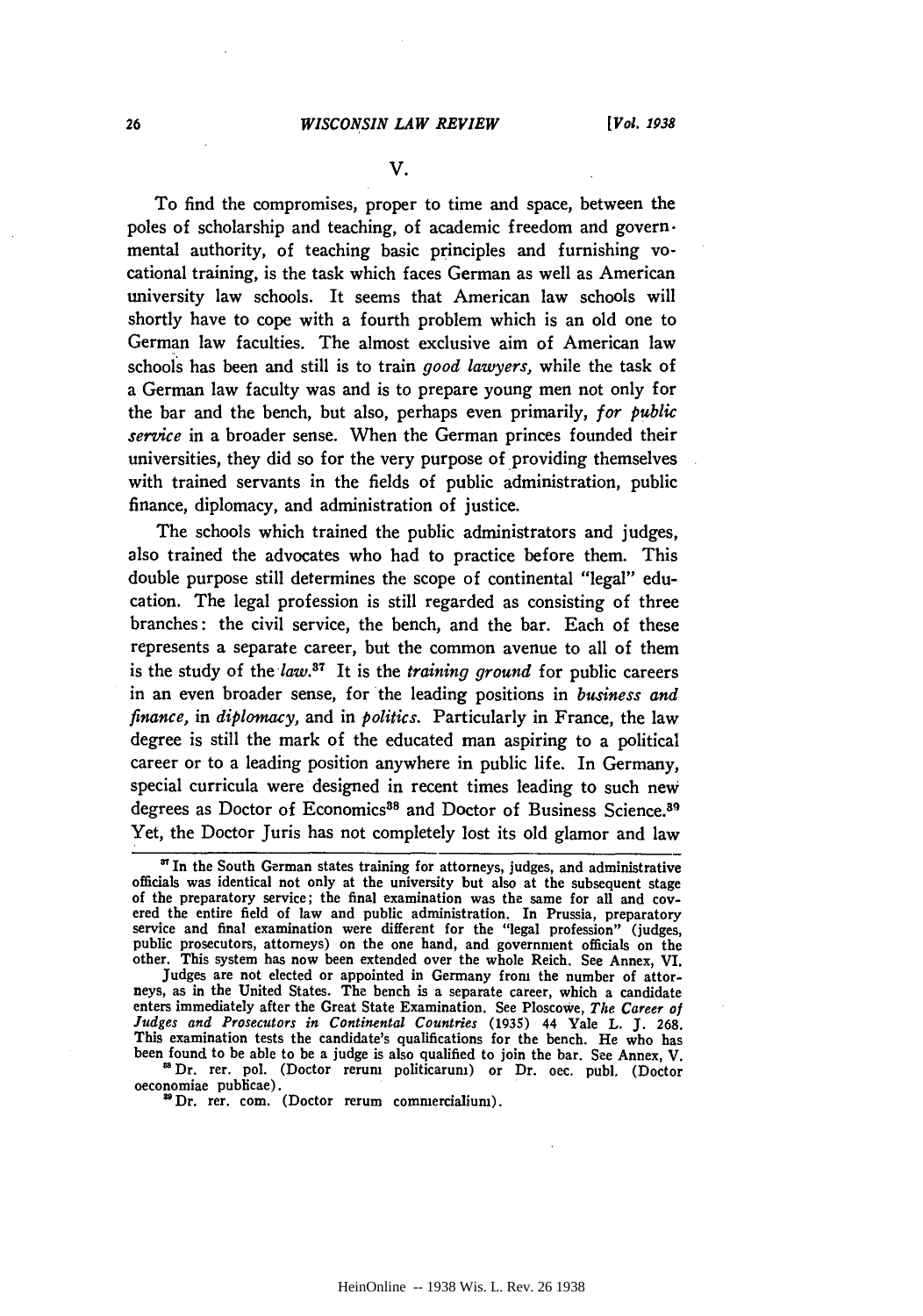## V.

To find the compromises, proper to time and space, between the poles of scholarship and teaching, of academic freedom and governmental authority, of teaching basic principles and furnishing vocational training, is the task which faces German as well as American university law schools. It seems that American law schools will shortly have to cope with a fourth problem which is an old one to German law faculties. The almost exclusive aim of American law schools has been and still is to train *good lawyers,* while the task of a German law faculty was and is to prepare young men not only for the bar and the bench, but also, perhaps even primarily, *for public service* in a broader sense. When the German princes founded their universities, they did so for the very purpose of providing themselves with trained servants in the fields of public administration, public finance, diplomacy, and administration of justice.

The schools which trained the public administrators and judges, also trained the advocates who had to practice before them. This double purpose still determines the scope of continental "legal" education. The legal profession is still regarded as consisting of three branches: the civil service, the bench, and the bar. Each of these represents a separate career, but the common avenue to all of them is the study of the *law.*[37] It is the *training ground* for public careers in an even broader sense, for the leading positions in *business and finance,* in *diplomacy,* and in *politics.* Particularly in France, the law degree is still the mark of the educated man aspiring to a political career or to a leading position anywhere in public life. In Germany, special curricula were designed in recent times leading to such new degrees as Doctor of Economics[38] and Doctor of Business Science.[39] Yet, the Doctor Juris has not completely lost its old glamor and law

---

[37] In the South German states training for attorneys, judges, and administrative officials was identical not only at the university but also at the subsequent stage of the preparatory service; the final examination was the same for all and covered the entire field of law and public administration. In Prussia, preparatory service and final examination were different for the "legal profession" (judges, public prosecutors, attorneys) on the one hand, and government officials on the other. This system has now been extended over the whole Reich. See Annex, VI.

Judges are not elected or appointed in Germany from the number of attorneys, as in the United States. The bench is a separate career, which a candidate enters immediately after the Great State Examination. See Ploscowe, *The Career of Judges and Prosecutors in Continental Countries* (1935) 44 Yale L. J. 268. This examination tests the candidate's qualifications for the bench. He who has been found to be able to be a judge is also qualified to join the bar. See Annex, V.

[38] Dr. rer. pol. (Doctor rerum politicarum) or Dr. oec. publ. (Doctor oeconomiae publicae).

[39] Dr. rer. com. (Doctor rerum commercialium).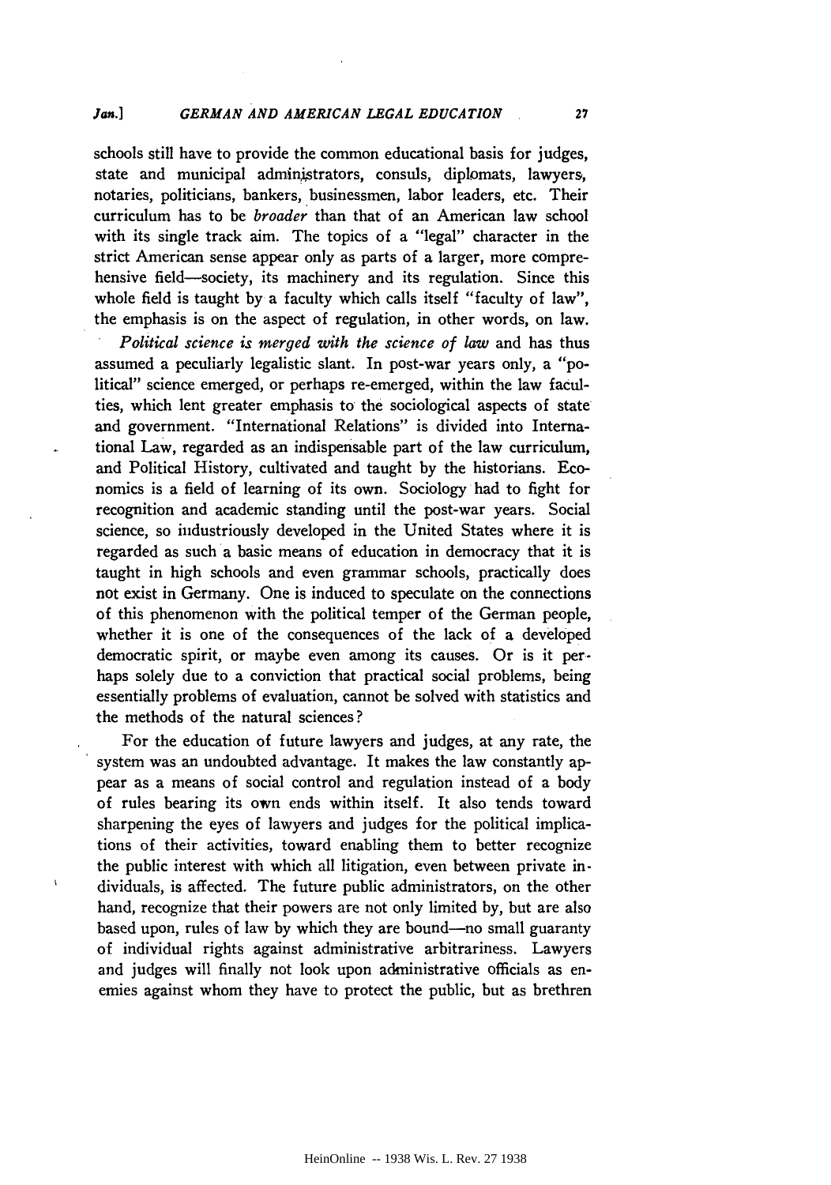schools still have to provide the common educational basis for judges, state and municipal administrators, consuls, diplomats, lawyers, notaries, politicians, bankers, businessmen, labor leaders, etc. Their curriculum has to be *broader* than that of an American law school with its single track aim. The topics of a "legal" character in the strict American sense appear only as parts of a larger, more comprehensive field—society, its machinery and its regulation. Since this whole field is taught by a faculty which calls itself "faculty of law", the emphasis is on the aspect of regulation, in other words, on law.

*Political science is merged with the science of law* and has thus assumed a peculiarly legalistic slant. In post-war years only, a "political" science emerged, or perhaps re-emerged, within the law faculties, which lent greater emphasis to the sociological aspects of state and government. "International Relations" is divided into International Law, regarded as an indispensable part of the law curriculum, and Political History, cultivated and taught by the historians. Economics is a field of learning of its own. Sociology had to fight for recognition and academic standing until the post-war years. Social science, so industriously developed in the United States where it is regarded as such a basic means of education in democracy that it is taught in high schools and even grammar schools, practically does not exist in Germany. One is induced to speculate on the connections of this phenomenon with the political temper of the German people, whether it is one of the consequences of the lack of a developed democratic spirit, or maybe even among its causes. Or is it perhaps solely due to a conviction that practical social problems, being essentially problems of evaluation, cannot be solved with statistics and the methods of the natural sciences?

For the education of future lawyers and judges, at any rate, the system was an undoubted advantage. It makes the law constantly appear as a means of social control and regulation instead of a body of rules bearing its own ends within itself. It also tends toward sharpening the eyes of lawyers and judges for the political implications of their activities, toward enabling them to better recognize the public interest with which all litigation, even between private individuals, is affected. The future public administrators, on the other hand, recognize that their powers are not only limited by, but are also based upon, rules of law by which they are bound—no small guaranty of individual rights against administrative arbitrariness. Lawyers and judges will finally not look upon administrative officials as enemies against whom they have to protect the public, but as brethren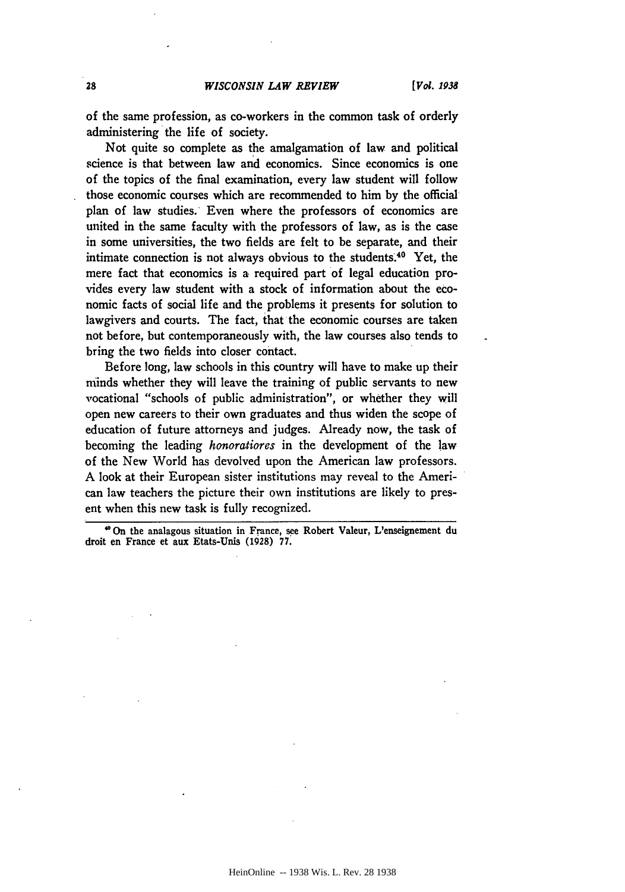of the same profession, as co-workers in the common task of orderly administering the life of society.

Not quite so complete as the amalgamation of law and political science is that between law and economics. Since economics is one of the topics of the final examination, every law student will follow those economic courses which are recommended to him by the official plan of law studies. Even where the professors of economics are united in the same faculty with the professors of law, as is the case in some universities, the two fields are felt to be separate, and their intimate connection is not always obvious to the students.[40] Yet, the mere fact that economics is a required part of legal education provides every law student with a stock of information about the economic facts of social life and the problems it presents for solution to lawgivers and courts. The fact, that the economic courses are taken not before, but contemporaneously with, the law courses also tends to bring the two fields into closer contact.

Before long, law schools in this country will have to make up their minds whether they will leave the training of public servants to new vocational "schools of public administration", or whether they will open new careers to their own graduates and thus widen the scope of education of future attorneys and judges. Already now, the task of becoming the leading *honoratiores* in the development of the law of the New World has devolved upon the American law professors. A look at their European sister institutions may reveal to the American law teachers the picture their own institutions are likely to present when this new task is fully recognized.

---

[40] On the analagous situation in France, see Robert Valeur, L'enseignement du droit en France et aux Etats-Unis (1928) 77.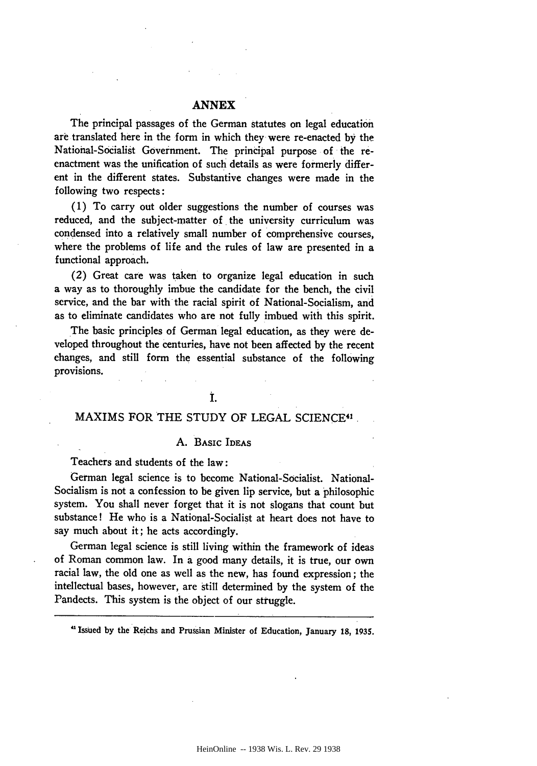# ANNEX

The principal passages of the German statutes on legal education are translated here in the form in which they were re-enacted by the National-Socialist Government. The principal purpose of the re-enactment was the unification of such details as were formerly different in the different states. Substantive changes were made in the following two respects:

(1) To carry out older suggestions the number of courses was reduced, and the subject-matter of the university curriculum was condensed into a relatively small number of comprehensive courses, where the problems of life and the rules of law are presented in a functional approach.

(2) Great care was taken to organize legal education in such a way as to thoroughly imbue the candidate for the bench, the civil service, and the bar with the racial spirit of National-Socialism, and as to eliminate candidates who are not fully imbued with this spirit.

The basic principles of German legal education, as they were developed throughout the centuries, have not been affected by the recent changes, and still form the essential substance of the following provisions.

## I.

## MAXIMS FOR THE STUDY OF LEGAL SCIENCE[41]

### A. Basic Ideas

Teachers and students of the law:

German legal science is to become National-Socialist. National-Socialism is not a confession to be given lip service, but a philosophic system. You shall never forget that it is not slogans that count but substance! He who is a National-Socialist at heart does not have to say much about it; he acts accordingly.

German legal science is still living within the framework of ideas of Roman common law. In a good many details, it is true, our own racial law, the old one as well as the new, has found expression; the intellectual bases, however, are still determined by the system of the Pandects. This system is the object of our struggle.

---

[41] Issued by the Reichs and Prussian Minister of Education, January 18, 1935.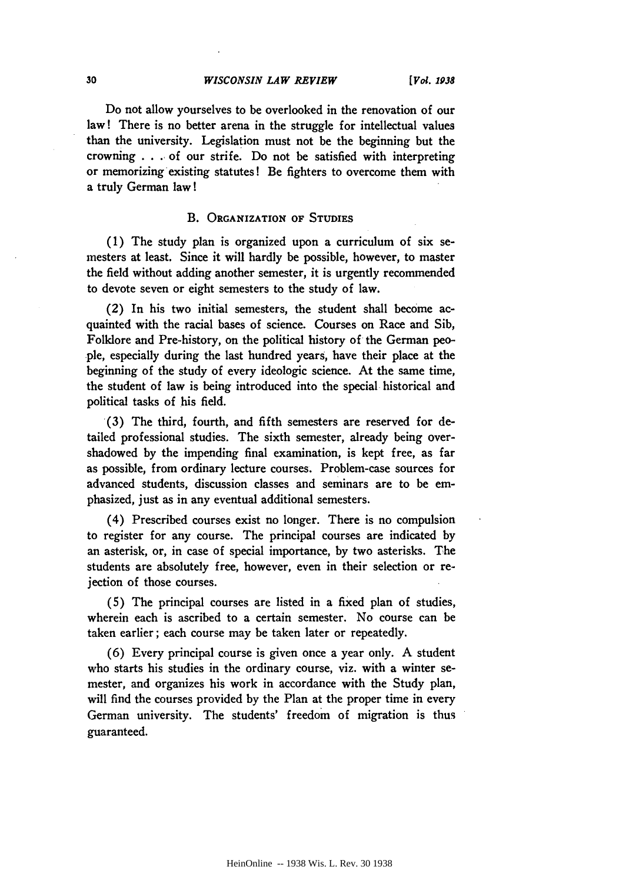Do not allow yourselves to be overlooked in the renovation of our law! There is no better arena in the struggle for intellectual values than the university. Legislation must not be the beginning but the crowning . . . of our strife. Do not be satisfied with interpreting or memorizing existing statutes! Be fighters to overcome them with a truly German law!

### B. Organization of Studies

(1) The study plan is organized upon a curriculum of six semesters at least. Since it will hardly be possible, however, to master the field without adding another semester, it is urgently recommended to devote seven or eight semesters to the study of law.

(2) In his two initial semesters, the student shall become acquainted with the racial bases of science. Courses on Race and Sib, Folklore and Pre-history, on the political history of the German people, especially during the last hundred years, have their place at the beginning of the study of every ideologic science. At the same time, the student of law is being introduced into the special historical and political tasks of his field.

(3) The third, fourth, and fifth semesters are reserved for detailed professional studies. The sixth semester, already being overshadowed by the impending final examination, is kept free, as far as possible, from ordinary lecture courses. Problem-case sources for advanced students, discussion classes and seminars are to be emphasized, just as in any eventual additional semesters.

(4) Prescribed courses exist no longer. There is no compulsion to register for any course. The principal courses are indicated by an asterisk, or, in case of special importance, by two asterisks. The students are absolutely free, however, even in their selection or rejection of those courses.

(5) The principal courses are listed in a fixed plan of studies, wherein each is ascribed to a certain semester. No course can be taken earlier; each course may be taken later or repeatedly.

(6) Every principal course is given once a year only. A student who starts his studies in the ordinary course, viz. with a winter semester, and organizes his work in accordance with the Study plan, will find the courses provided by the Plan at the proper time in every German university. The students' freedom of migration is thus guaranteed.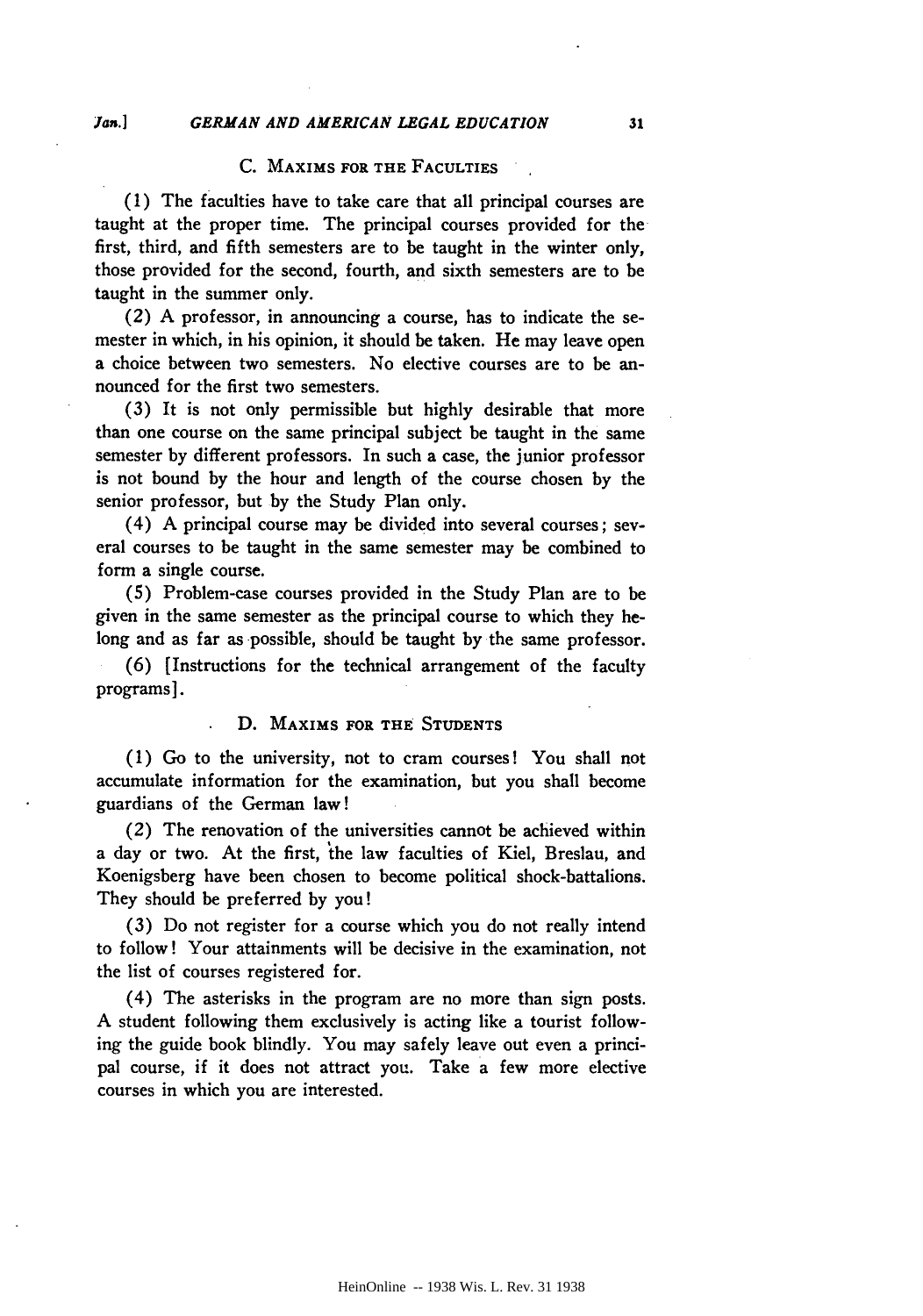### C. Maxims for the Faculties

(1) The faculties have to take care that all principal courses are taught at the proper time. The principal courses provided for the first, third, and fifth semesters are to be taught in the winter only, those provided for the second, fourth, and sixth semesters are to be taught in the summer only.

(2) A professor, in announcing a course, has to indicate the semester in which, in his opinion, it should be taken. He may leave open a choice between two semesters. No elective courses are to be announced for the first two semesters.

(3) It is not only permissible but highly desirable that more than one course on the same principal subject be taught in the same semester by different professors. In such a case, the junior professor is not bound by the hour and length of the course chosen by the senior professor, but by the Study Plan only.

(4) A principal course may be divided into several courses; several courses to be taught in the same semester may be combined to form a single course.

(5) Problem-case courses provided in the Study Plan are to be given in the same semester as the principal course to which they belong and as far as possible, should be taught by the same professor.

(6) [Instructions for the technical arrangement of the faculty programs].

### D. Maxims for the Students

(1) Go to the university, not to cram courses! You shall not accumulate information for the examination, but you shall become guardians of the German law!

(2) The renovation of the universities cannot be achieved within a day or two. At the first, the law faculties of Kiel, Breslau, and Koenigsberg have been chosen to become political shock-battalions. They should be preferred by you!

(3) Do not register for a course which you do not really intend to follow! Your attainments will be decisive in the examination, not the list of courses registered for.

(4) The asterisks in the program are no more than sign posts. A student following them exclusively is acting like a tourist following the guide book blindly. You may safely leave out even a principal course, if it does not attract you. Take a few more elective courses in which you are interested.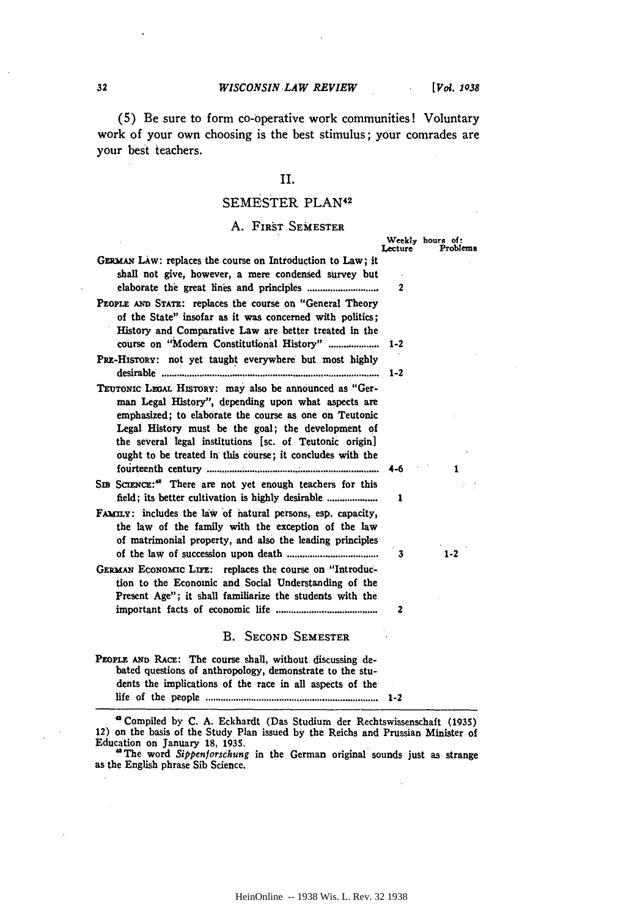(5) Be sure to form co-operative work communities! Voluntary work of your own choosing is the best stimulus; your comrades are your best teachers.

## II.

## SEMESTER PLAN[42]

### A. First Semester

| | Weekly hours of: Lecture | Problems |
|---|---|---|
| GERMAN LAW: replaces the course on Introduction to Law; it shall not give, however, a mere condensed survey but elaborate the great lines and principles | 2 | |
| PEOPLE AND STATE: replaces the course on "General Theory of the State" insofar as it was concerned with politics; History and Comparative Law are better treated in the course on "Modern Constitutional History" | 1-2 | |
| PRE-HISTORY: not yet taught everywhere but most highly desirable | 1-2 | |
| TEUTONIC LEGAL HISTORY: may also be announced as "German Legal History", depending upon what aspects are emphasized; to elaborate the course as one on Teutonic Legal History must be the goal; the development of the several legal institutions [sc. of Teutonic origin] ought to be treated in this course; it concludes with the fourteenth century | 4-6 | 1 |
| SIB SCIENCE:[43] There are not yet enough teachers for this field; its better cultivation is highly desirable | 1 | |
| FAMILY: includes the law of natural persons, esp. capacity, the law of the family with the exception of the law of matrimonial property, and also the leading principles of the law of succession upon death | 3 | 1-2 |
| GERMAN ECONOMIC LIFE: replaces the course on "Introduction to the Economic and Social Understanding of the Present Age"; it shall familiarize the students with the important facts of economic life | 2 | |

### B. Second Semester

| | Lecture | Problems |
|---|---|---|
| PEOPLE AND RACE: The course shall, without discussing debated questions of anthropology, demonstrate to the students the implications of the race in all aspects of the life of the people | 1-2 | |

---

[42] Compiled by C. A. Eckhardt (Das Studium der Rechtswissenschaft (1935) 12) on the basis of the Study Plan issued by the Reichs and Prussian Minister of Education on January 18, 1935.

[43] The word *Sippenforschung* in the German original sounds just as strange as the English phrase Sib Science.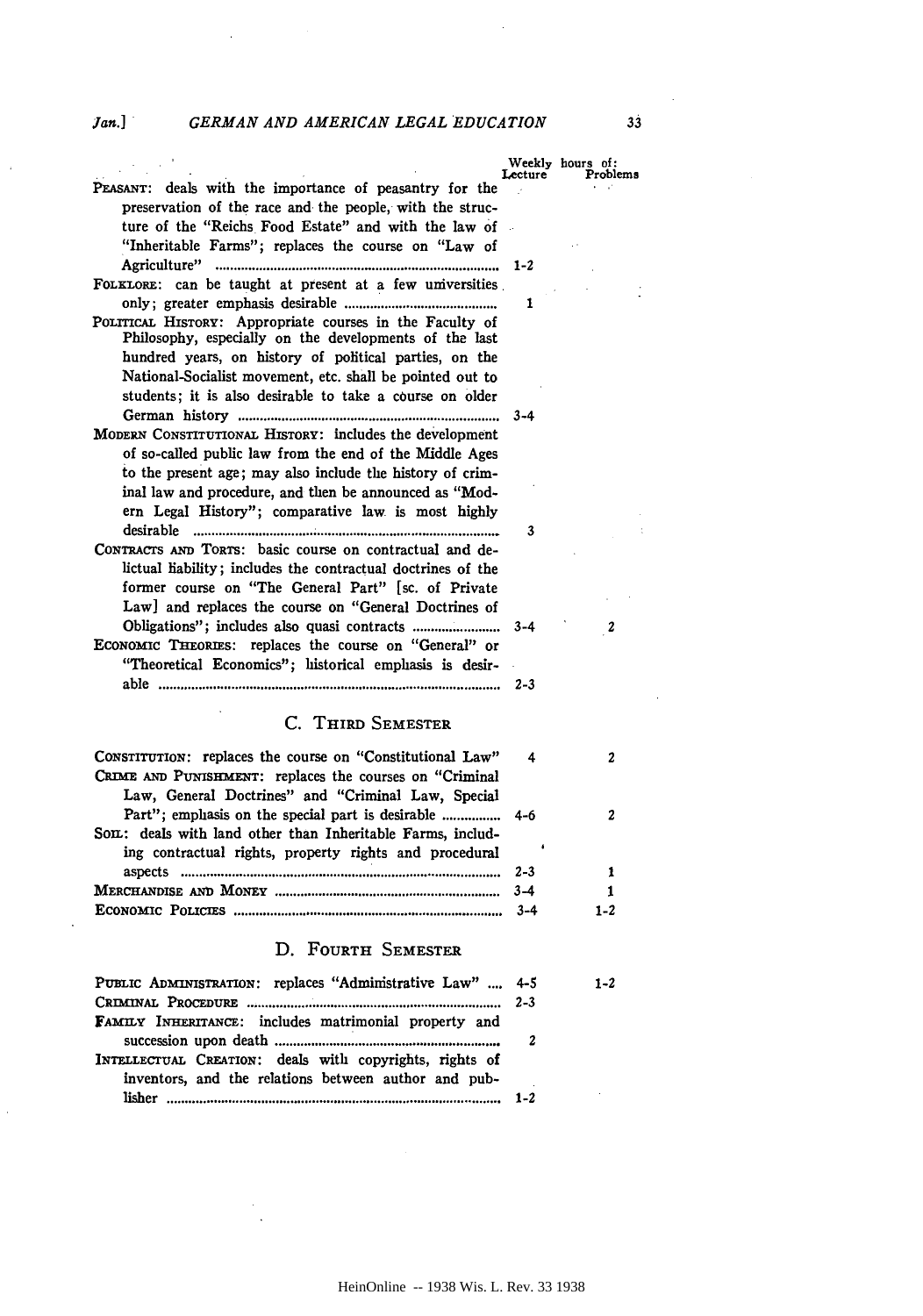| | Weekly hours of: Lecture | Problems |
|---|---|---|
| PEASANT: deals with the importance of peasantry for the preservation of the race and the people, with the structure of the "Reichs Food Estate" and with the law of "Inheritable Farms"; replaces the course on "Law of Agriculture" | 1-2 | |
| FOLKLORE: can be taught at present at a few universities only; greater emphasis desirable | 1 | |
| POLITICAL HISTORY: Appropriate courses in the Faculty of Philosophy, especially on the developments of the last hundred years, on history of political parties, on the National-Socialist movement, etc. shall be pointed out to students; it is also desirable to take a course on older German history | 3-4 | |
| MODERN CONSTITUTIONAL HISTORY: includes the development of so-called public law from the end of the Middle Ages to the present age; may also include the history of criminal law and procedure, and then be announced as "Modern Legal History"; comparative law is most highly desirable | 3 | |
| CONTRACTS AND TORTS: basic course on contractual and delictual liability; includes the contractual doctrines of the former course on "The General Part" [sc. of Private Law] and replaces the course on "General Doctrines of Obligations"; includes also quasi contracts | 3-4 | 2 |
| ECONOMIC THEORIES: replaces the course on "General" or "Theoretical Economics"; historical emphasis is desirable | 2-3 | |

## C. THIRD SEMESTER

| | Lecture | Problems |
|---|---|---|
| CONSTITUTION: replaces the course on "Constitutional Law" | 4 | 2 |
| CRIME AND PUNISHMENT: replaces the courses on "Criminal Law, General Doctrines" and "Criminal Law, Special Part"; emphasis on the special part is desirable | 4-6 | 2 |
| SOIL: deals with land other than Inheritable Farms, including contractual rights, property rights and procedural aspects | 2-3 | 1 |
| MERCHANDISE AND MONEY | 3-4 | 1 |
| ECONOMIC POLICIES | 3-4 | 1-2 |

## D. FOURTH SEMESTER

| | Lecture | Problems |
|---|---|---|
| PUBLIC ADMINISTRATION: replaces "Administrative Law" | 4-5 | 1-2 |
| CRIMINAL PROCEDURE | 2-3 | |
| FAMILY INHERITANCE: includes matrimonial property and succession upon death | 2 | |
| INTELLECTUAL CREATION: deals with copyrights, rights of inventors, and the relations between author and publisher | 1-2 | |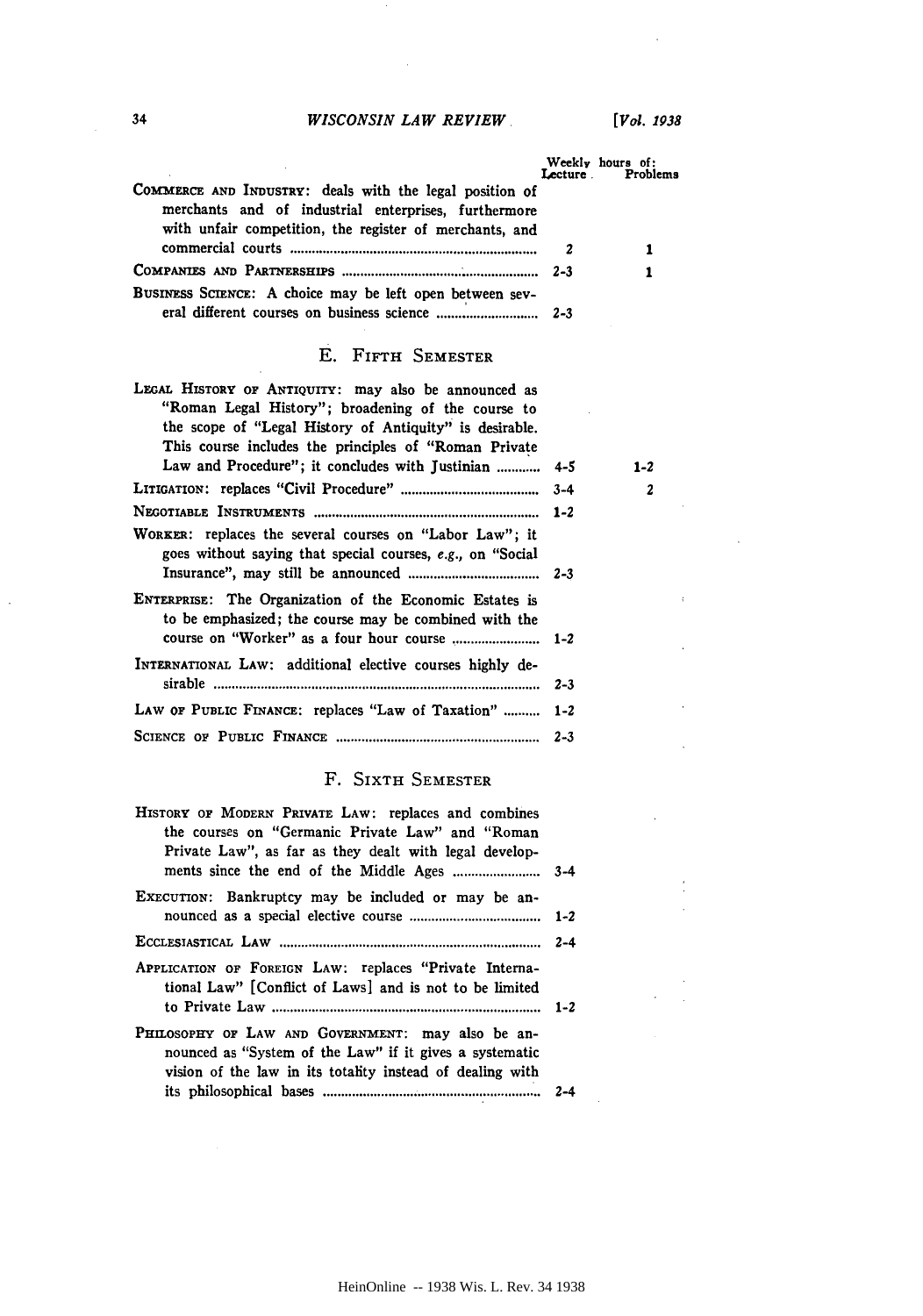| | Weekly hours of: Lecture | Problems |
|---|---|---|
| COMMERCE AND INDUSTRY: deals with the legal position of merchants and of industrial enterprises, furthermore with unfair competition, the register of merchants, and commercial courts | 2 | 1 |
| COMPANIES AND PARTNERSHIPS | 2-3 | 1 |
| BUSINESS SCIENCE: A choice may be left open between several different courses on business science | 2-3 | |

## E. FIFTH SEMESTER

| | Lecture | Problems |
|---|---|---|
| LEGAL HISTORY OF ANTIQUITY: may also be announced as "Roman Legal History"; broadening of the course to the scope of "Legal History of Antiquity" is desirable. This course includes the principles of "Roman Private Law and Procedure"; it concludes with Justinian | 4-5 | 1-2 |
| LITIGATION: replaces "Civil Procedure" | 3-4 | 2 |
| NEGOTIABLE INSTRUMENTS | 1-2 | |
| WORKER: replaces the several courses on "Labor Law"; it goes without saying that special courses, *e.g.*, on "Social Insurance", may still be announced | 2-3 | |
| ENTERPRISE: The Organization of the Economic Estates is to be emphasized; the course may be combined with the course on "Worker" as a four hour course | 1-2 | |
| INTERNATIONAL LAW: additional elective courses highly desirable | 2-3 | |
| LAW OF PUBLIC FINANCE: replaces "Law of Taxation" | 1-2 | |
| SCIENCE OF PUBLIC FINANCE | 2-3 | |

## F. SIXTH SEMESTER

| | Lecture | Problems |
|---|---|---|
| HISTORY OF MODERN PRIVATE LAW: replaces and combines the courses on "Germanic Private Law" and "Roman Private Law", as far as they dealt with legal developments since the end of the Middle Ages | 3-4 | |
| EXECUTION: Bankruptcy may be included or may be announced as a special elective course | 1-2 | |
| ECCLESIASTICAL LAW | 2-4 | |
| APPLICATION OF FOREIGN LAW: replaces "Private International Law" [Conflict of Laws] and is not to be limited to Private Law | 1-2 | |
| PHILOSOPHY OF LAW AND GOVERNMENT: may also be announced as "System of the Law" if it gives a systematic vision of the law in its totality instead of dealing with its philosophical bases | 2-4 | |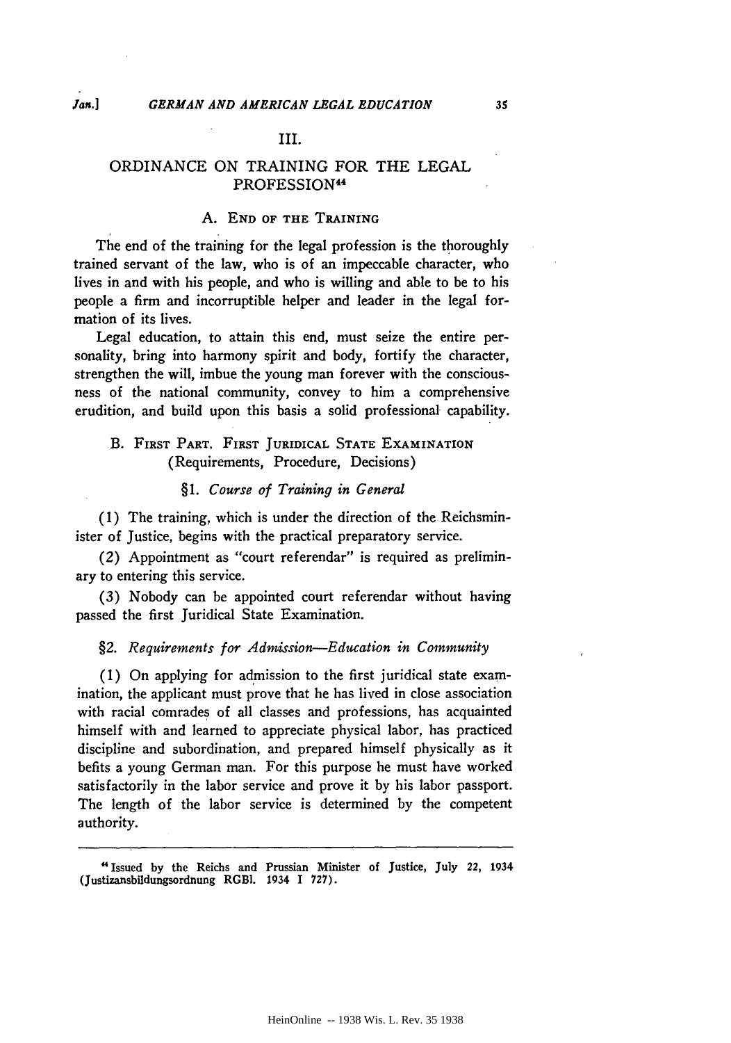## III.

## ORDINANCE ON TRAINING FOR THE LEGAL PROFESSION[44]

### A. End of the Training

The end of the training for the legal profession is the thoroughly trained servant of the law, who is of an impeccable character, who lives in and with his people, and who is willing and able to be to his people a firm and incorruptible helper and leader in the legal formation of its lives.

Legal education, to attain this end, must seize the entire personality, bring into harmony spirit and body, fortify the character, strengthen the will, imbue the young man forever with the consciousness of the national community, convey to him a comprehensive erudition, and build upon this basis a solid professional capability.

### B. First Part. First Juridical State Examination (Requirements, Procedure, Decisions)

#### §1. *Course of Training in General*

(1) The training, which is under the direction of the Reichsminister of Justice, begins with the practical preparatory service.

(2) Appointment as "court referendar" is required as preliminary to entering this service.

(3) Nobody can be appointed court referendar without having passed the first Juridical State Examination.

#### §2. *Requirements for Admission—Education in Community*

(1) On applying for admission to the first juridical state examination, the applicant must prove that he has lived in close association with racial comrades of all classes and professions, has acquainted himself with and learned to appreciate physical labor, has practiced discipline and subordination, and prepared himself physically as it befits a young German man. For this purpose he must have worked satisfactorily in the labor service and prove it by his labor passport. The length of the labor service is determined by the competent authority.

---

[44] Issued by the Reichs and Prussian Minister of Justice, July 22, 1934 (Justizansbildungsordnung RGBl. 1934 I 727).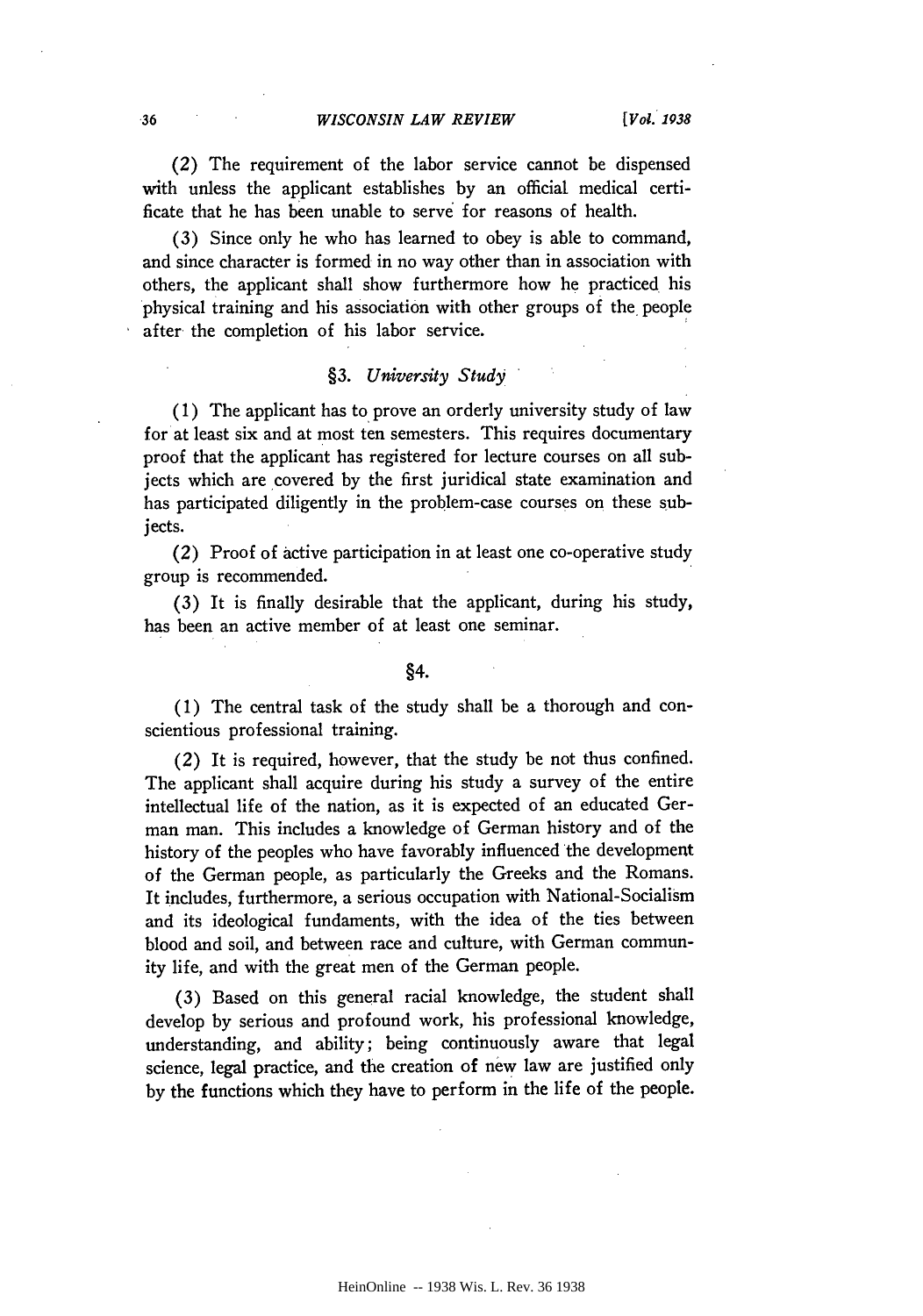(2) The requirement of the labor service cannot be dispensed with unless the applicant establishes by an official medical certificate that he has been unable to serve for reasons of health.

(3) Since only he who has learned to obey is able to command, and since character is formed in no way other than in association with others, the applicant shall show furthermore how he practiced his physical training and his association with other groups of the people after the completion of his labor service.

### §3. *University Study*

(1) The applicant has to prove an orderly university study of law for at least six and at most ten semesters. This requires documentary proof that the applicant has registered for lecture courses on all subjects which are covered by the first juridical state examination and has participated diligently in the problem-case courses on these subjects.

(2) Proof of active participation in at least one co-operative study group is recommended.

(3) It is finally desirable that the applicant, during his study, has been an active member of at least one seminar.

### §4.

(1) The central task of the study shall be a thorough and conscientious professional training.

(2) It is required, however, that the study be not thus confined. The applicant shall acquire during his study a survey of the entire intellectual life of the nation, as it is expected of an educated German man. This includes a knowledge of German history and of the history of the peoples who have favorably influenced the development of the German people, as particularly the Greeks and the Romans. It includes, furthermore, a serious occupation with National-Socialism and its ideological fundaments, with the idea of the ties between blood and soil, and between race and culture, with German community life, and with the great men of the German people.

(3) Based on this general racial knowledge, the student shall develop by serious and profound work, his professional knowledge, understanding, and ability; being continuously aware that legal science, legal practice, and the creation of new law are justified only by the functions which they have to perform in the life of the people.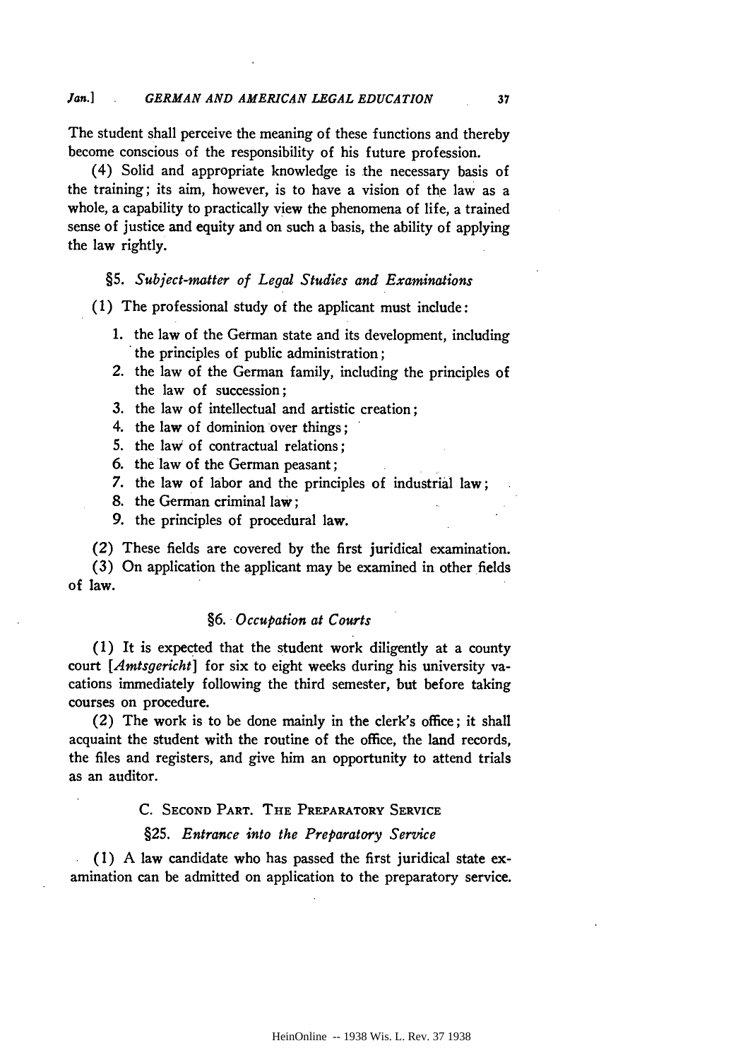The student shall perceive the meaning of these functions and thereby become conscious of the responsibility of his future profession.

(4) Solid and appropriate knowledge is the necessary basis of the training; its aim, however, is to have a vision of the law as a whole, a capability to practically view the phenomena of life, a trained sense of justice and equity and on such a basis, the ability of applying the law rightly.

### §5. *Subject-matter of Legal Studies and Examinations*

(1) The professional study of the applicant must include:

1. the law of the German state and its development, including the principles of public administration;
2. the law of the German family, including the principles of the law of succession;
3. the law of intellectual and artistic creation;
4. the law of dominion over things;
5. the law of contractual relations;
6. the law of the German peasant;
7. the law of labor and the principles of industrial law;
8. the German criminal law;
9. the principles of procedural law.

(2) These fields are covered by the first juridical examination.

(3) On application the applicant may be examined in other fields of law.

### §6. *Occupation at Courts*

(1) It is expected that the student work diligently at a county court [*Amtsgericht*] for six to eight weeks during his university vacations immediately following the third semester, but before taking courses on procedure.

(2) The work is to be done mainly in the clerk's office; it shall acquaint the student with the routine of the office, the land records, the files and registers, and give him an opportunity to attend trials as an auditor.

## C. Second Part. The Preparatory Service

### §25. *Entrance into the Preparatory Service*

(1) A law candidate who has passed the first juridical state examination can be admitted on application to the preparatory service.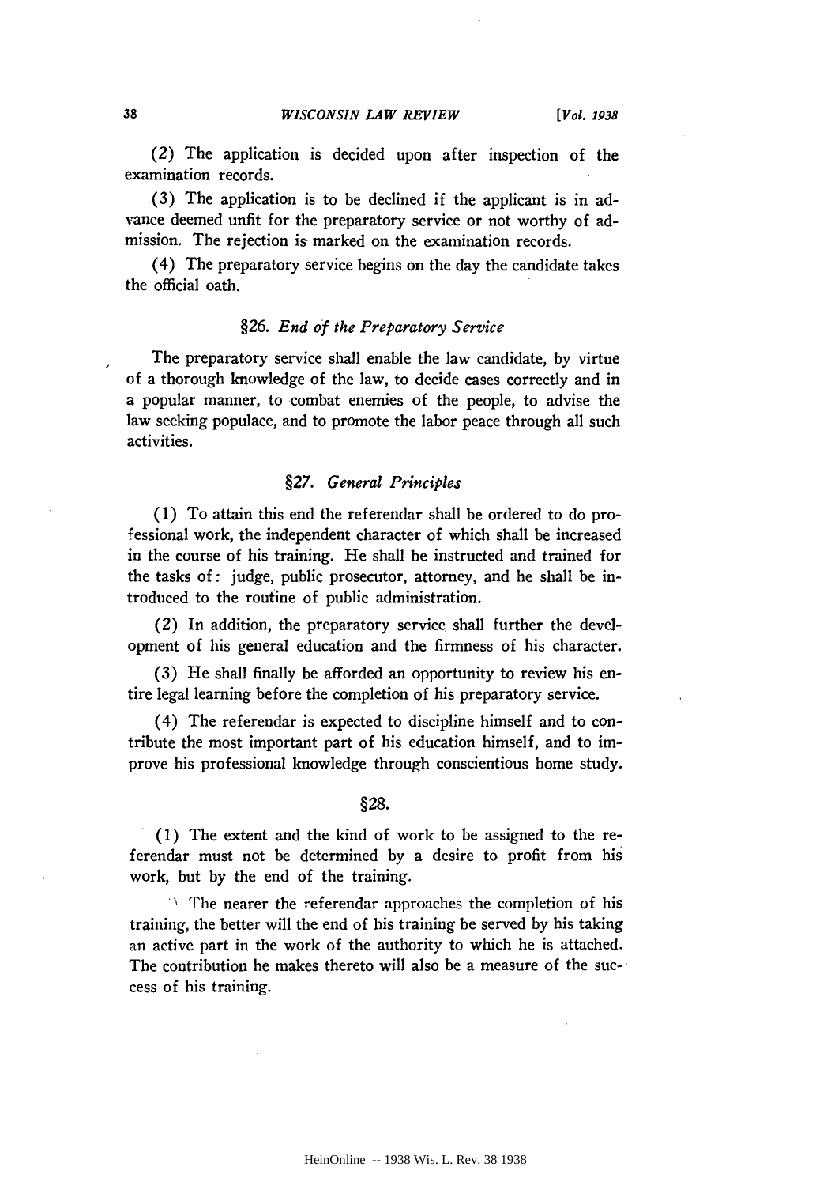(2) The application is decided upon after inspection of the examination records.

(3) The application is to be declined if the applicant is in advance deemed unfit for the preparatory service or not worthy of admission. The rejection is marked on the examination records.

(4) The preparatory service begins on the day the candidate takes the official oath.

### §26. *End of the Preparatory Service*

The preparatory service shall enable the law candidate, by virtue of a thorough knowledge of the law, to decide cases correctly and in a popular manner, to combat enemies of the people, to advise the law seeking populace, and to promote the labor peace through all such activities.

### §27. *General Principles*

(1) To attain this end the referendar shall be ordered to do professional work, the independent character of which shall be increased in the course of his training. He shall be instructed and trained for the tasks of: judge, public prosecutor, attorney, and he shall be introduced to the routine of public administration.

(2) In addition, the preparatory service shall further the development of his general education and the firmness of his character.

(3) He shall finally be afforded an opportunity to review his entire legal learning before the completion of his preparatory service.

(4) The referendar is expected to discipline himself and to contribute the most important part of his education himself, and to improve his professional knowledge through conscientious home study.

### §28.

(1) The extent and the kind of work to be assigned to the referendar must not be determined by a desire to profit from his work, but by the end of the training.

) The nearer the referendar approaches the completion of his training, the better will the end of his training be served by his taking an active part in the work of the authority to which he is attached. The contribution he makes thereto will also be a measure of the success of his training.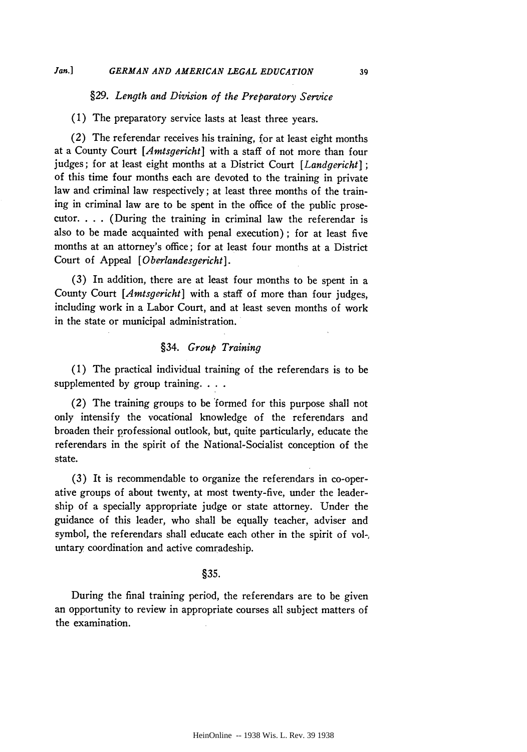### §29. *Length and Division of the Preparatory Service*

(1) The preparatory service lasts at least three years.

(2) The referendar receives his training, for at least eight months at a County Court [*Amtsgericht*] with a staff of not more than four judges; for at least eight months at a District Court [*Landgericht*]; of this time four months each are devoted to the training in private law and criminal law respectively; at least three months of the training in criminal law are to be spent in the office of the public prosecutor. . . . (During the training in criminal law the referendar is also to be made acquainted with penal execution); for at least five months at an attorney's office; for at least four months at a District Court of Appeal [*Oberlandesgericht*].

(3) In addition, there are at least four months to be spent in a County Court [*Amtsgericht*] with a staff of more than four judges, including work in a Labor Court, and at least seven months of work in the state or municipal administration.

### §34. *Group Training*

(1) The practical individual training of the referendars is to be supplemented by group training. . . .

(2) The training groups to be formed for this purpose shall not only intensify the vocational knowledge of the referendars and broaden their professional outlook, but, quite particularly, educate the referendars in the spirit of the National-Socialist conception of the state.

(3) It is recommendable to organize the referendars in co-operative groups of about twenty, at most twenty-five, under the leadership of a specially appropriate judge or state attorney. Under the guidance of this leader, who shall be equally teacher, adviser and symbol, the referendars shall educate each other in the spirit of voluntary coordination and active comradeship.

### §35.

During the final training period, the referendars are to be given an opportunity to review in appropriate courses all subject matters of the examination.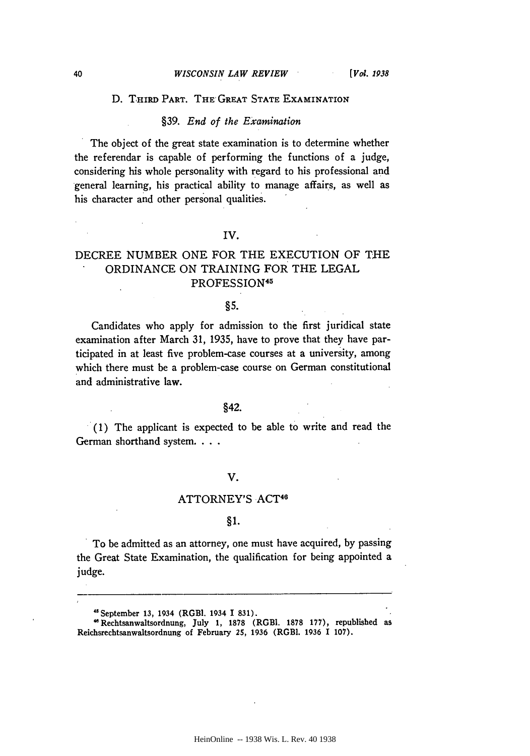### D. THIRD PART. THE GREAT STATE EXAMINATION

#### §39. *End of the Examination*

The object of the great state examination is to determine whether the referendar is capable of performing the functions of a judge, considering his whole personality with regard to his professional and general learning, his practical ability to manage affairs, as well as his character and other personal qualities.

## IV.

## DECREE NUMBER ONE FOR THE EXECUTION OF THE ORDINANCE ON TRAINING FOR THE LEGAL PROFESSION[45]

### §5.

Candidates who apply for admission to the first juridical state examination after March 31, 1935, have to prove that they have participated in at least five problem-case courses at a university, among which there must be a problem-case course on German constitutional and administrative law.

### §42.

(1) The applicant is expected to be able to write and read the German shorthand system. . . .

## V.

## ATTORNEY'S ACT[46]

### §1.

To be admitted as an attorney, one must have acquired, by passing the Great State Examination, the qualification for being appointed a judge.

---

[45] September 13, 1934 (RGBl. 1934 I 831).

[46] Rechtsanwaltsordnung, July 1, 1878 (RGBl. 1878 177), republished as Reichsrechtsanwaltsordnung of February 25, 1936 (RGBl. 1936 I 107).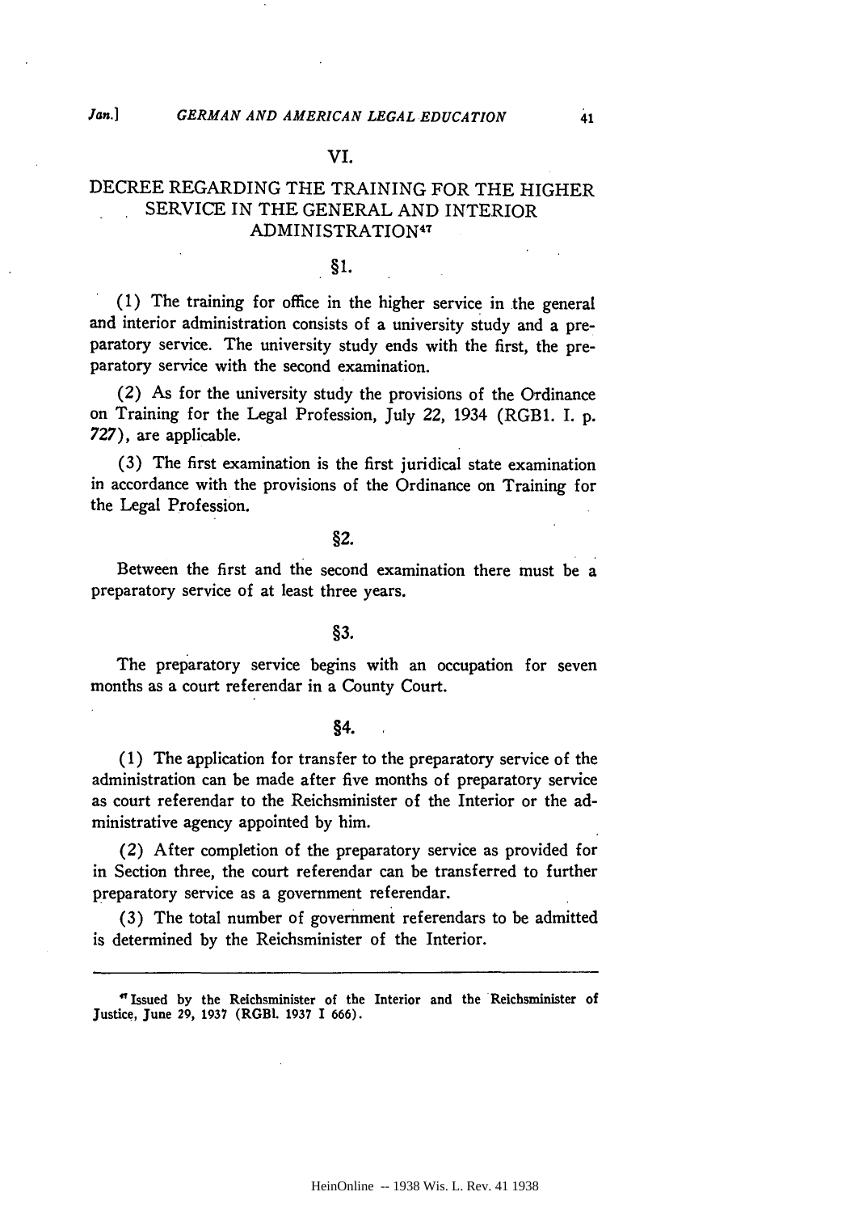## VI.

## DECREE REGARDING THE TRAINING FOR THE HIGHER SERVICE IN THE GENERAL AND INTERIOR ADMINISTRATION[47]

### §1.

(1) The training for office in the higher service in the general and interior administration consists of a university study and a preparatory service. The university study ends with the first, the preparatory service with the second examination.

(2) As for the university study the provisions of the Ordinance on Training for the Legal Profession, July 22, 1934 (RGBl. I. p. 727), are applicable.

(3) The first examination is the first juridical state examination in accordance with the provisions of the Ordinance on Training for the Legal Profession.

### §2.

Between the first and the second examination there must be a preparatory service of at least three years.

### §3.

The preparatory service begins with an occupation for seven months as a court referendar in a County Court.

### §4.

(1) The application for transfer to the preparatory service of the administration can be made after five months of preparatory service as court referendar to the Reichsminister of the Interior or the administrative agency appointed by him.

(2) After completion of the preparatory service as provided for in Section three, the court referendar can be transferred to further preparatory service as a government referendar.

(3) The total number of government referendars to be admitted is determined by the Reichsminister of the Interior.

---

[47] Issued by the Reichsminister of the Interior and the Reichsminister of Justice, June 29, 1937 (RGBl. 1937 I 666).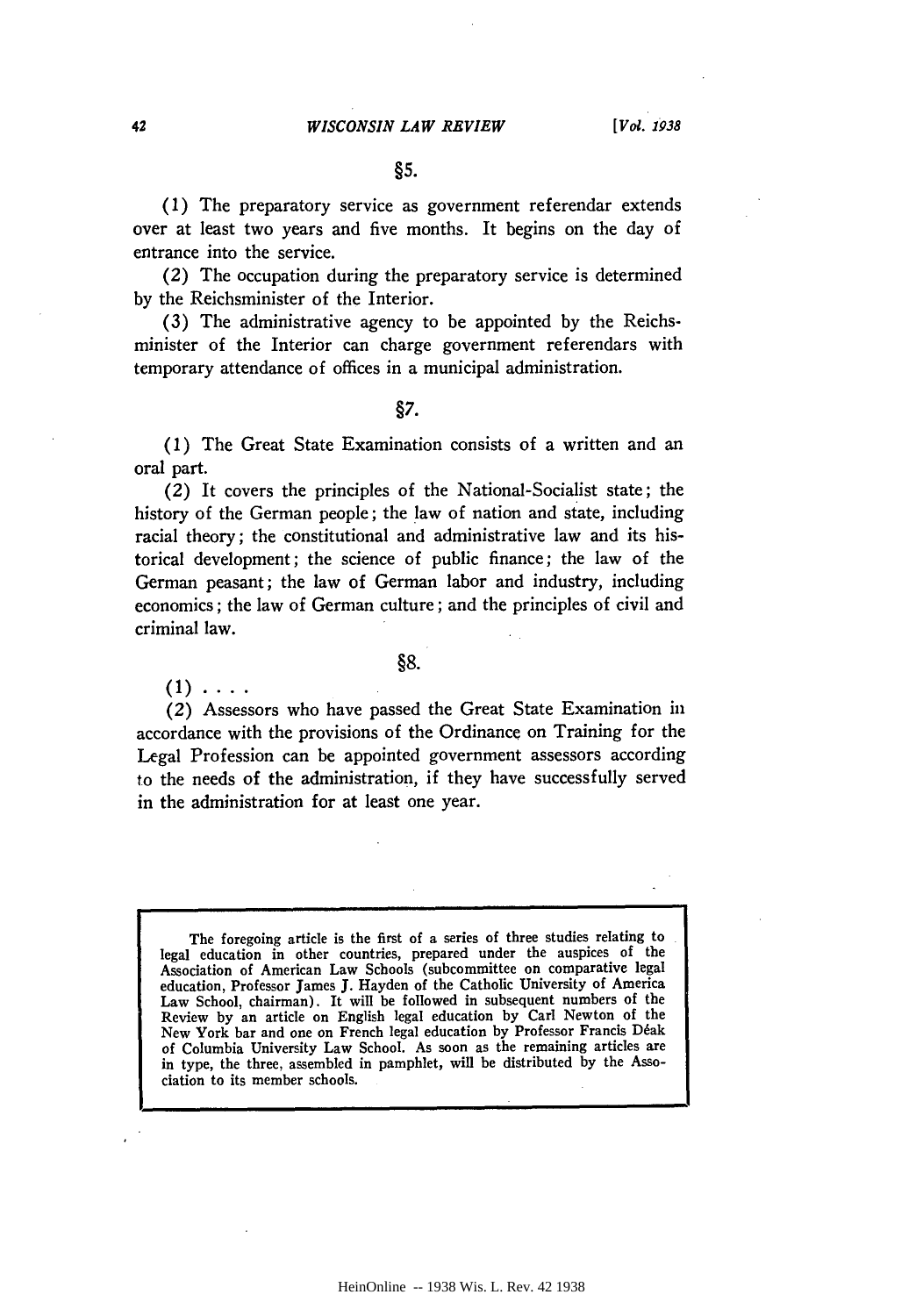§5.

(1) The preparatory service as government referendar extends over at least two years and five months. It begins on the day of entrance into the service.

(2) The occupation during the preparatory service is determined by the Reichsminister of the Interior.

(3) The administrative agency to be appointed by the Reichsminister of the Interior can charge government referendars with temporary attendance of offices in a municipal administration.

§7.

(1) The Great State Examination consists of a written and an oral part.

(2) It covers the principles of the National-Socialist state; the history of the German people; the law of nation and state, including racial theory; the constitutional and administrative law and its historical development; the science of public finance; the law of the German peasant; the law of German labor and industry, including economics; the law of German culture; and the principles of civil and criminal law.

§8.

(1) . . . .

(2) Assessors who have passed the Great State Examination in accordance with the provisions of the Ordinance on Training for the Legal Profession can be appointed government assessors according to the needs of the administration, if they have successfully served in the administration for at least one year.

---

The foregoing article is the first of a series of three studies relating to legal education in other countries, prepared under the auspices of the Association of American Law Schools (subcommittee on comparative legal education, Professor James J. Hayden of the Catholic University of America Law School, chairman). It will be followed in subsequent numbers of the Review by an article on English legal education by Carl Newton of the New York bar and one on French legal education by Professor Francis Déak of Columbia University Law School. As soon as the remaining articles are in type, the three, assembled in pamphlet, will be distributed by the Association to its member schools.